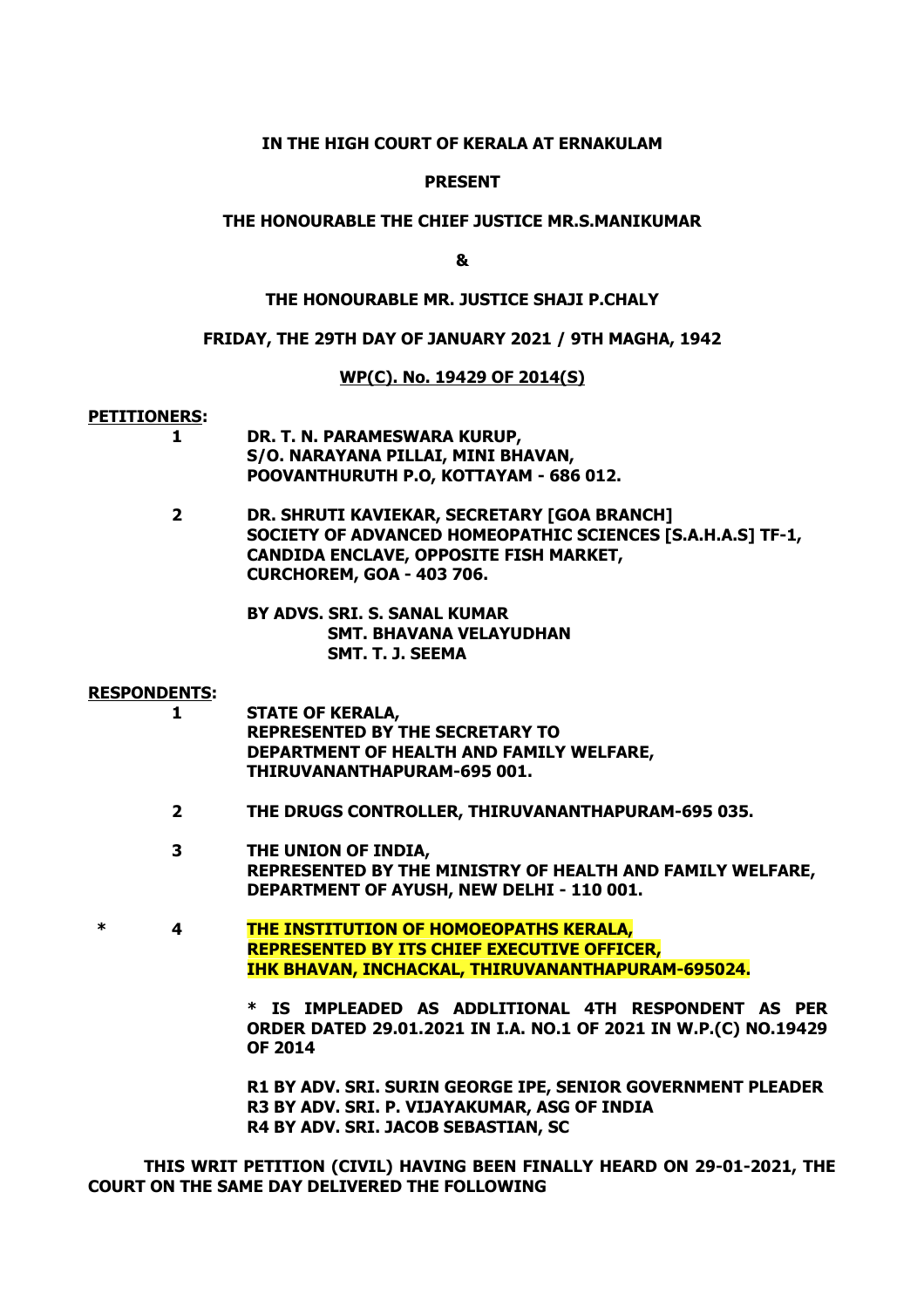**IN THE HIGH COURT OF KERALA AT ERNAKULAM**

**PRESENT**

**THE HONOURABLE THE CHIEF JUSTICE MR.S.MANIKUMAR**

**&**

**THE HONOURABLE MR. JUSTICE SHAJI P.CHALY**

**FRIDAY, THE 29TH DAY OF JANUARY 2021 / 9TH MAGHA, 1942**

**WP(C). No. 19429 OF 2014(S)**

**PETITIONERS:**

1. **DR. T. N. PARAMESWARA KURUP, S/O. NARAYANA PILLAI, MINI BHAVAN, POOVANTHURUTH P.O, KOTTAYAM - 686 012.**

2. **DR. SHRUTI KAVIEKAR, SECRETARY [GOA BRANCH] SOCIETY OF ADVANCED HOMEOPATHIC SCIENCES [S.A.H.A.S] TF-1, CANDIDA ENCLAVE, OPPOSITE FISH MARKET, CURCHOREM, GOA - 403 706.**

**BY ADVS. SRI. S. SANAL KUMAR**
**SMT. BHAVANA VELAYUDHAN**
**SMT. T. J. SEEMA**

**RESPONDENTS:**

1. **STATE OF KERALA, REPRESENTED BY THE SECRETARY TO DEPARTMENT OF HEALTH AND FAMILY WELFARE, THIRUVANANTHAPURAM-695 001.**

2. **THE DRUGS CONTROLLER, THIRUVANANTHAPURAM-695 035.**

3. **THE UNION OF INDIA, REPRESENTED BY THE MINISTRY OF HEALTH AND FAMILY WELFARE, DEPARTMENT OF AYUSH, NEW DELHI - 110 001.**

\* 4. **THE INSTITUTION OF HOMOEOPATHS KERALA, REPRESENTED BY ITS CHIEF EXECUTIVE OFFICER, IHK BHAVAN, INCHACKAL, THIRUVANANTHAPURAM-695024.**

**\* IS IMPLEADED AS ADDLITIONAL 4TH RESPONDENT AS PER ORDER DATED 29.01.2021 IN I.A. NO.1 OF 2021 IN W.P.(C) NO.19429 OF 2014**

**R1 BY ADV. SRI. SURIN GEORGE IPE, SENIOR GOVERNMENT PLEADER**
**R3 BY ADV. SRI. P. VIJAYAKUMAR, ASG OF INDIA**
**R4 BY ADV. SRI. JACOB SEBASTIAN, SC**

**THIS WRIT PETITION (CIVIL) HAVING BEEN FINALLY HEARD ON 29-01-2021, THE COURT ON THE SAME DAY DELIVERED THE FOLLOWING**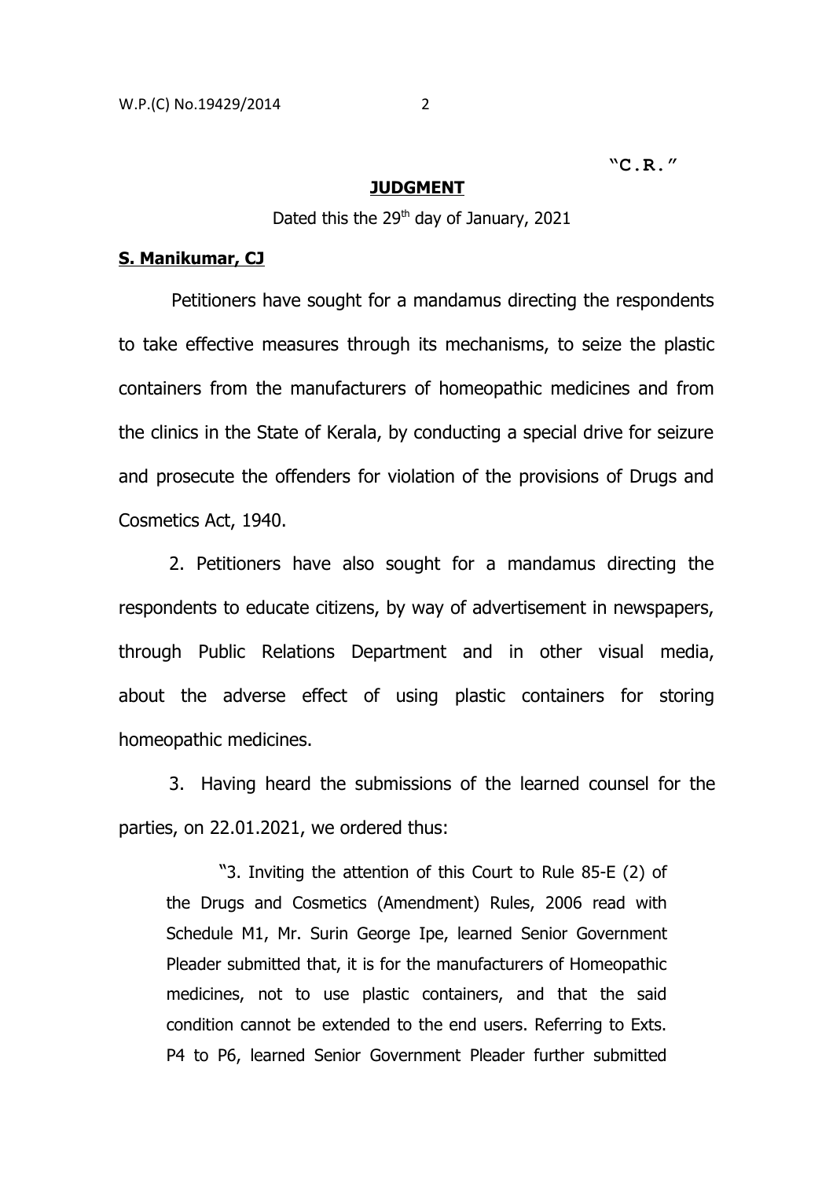"C.R."

**JUDGMENT**

Dated this the 29th day of January, 2021

**S. Manikumar, CJ**

Petitioners have sought for a mandamus directing the respondents to take effective measures through its mechanisms, to seize the plastic containers from the manufacturers of homeopathic medicines and from the clinics in the State of Kerala, by conducting a special drive for seizure and prosecute the offenders for violation of the provisions of Drugs and Cosmetics Act, 1940.

2. Petitioners have also sought for a mandamus directing the respondents to educate citizens, by way of advertisement in newspapers, through Public Relations Department and in other visual media, about the adverse effect of using plastic containers for storing homeopathic medicines.

3. Having heard the submissions of the learned counsel for the parties, on 22.01.2021, we ordered thus:

> "3. Inviting the attention of this Court to Rule 85-E (2) of the Drugs and Cosmetics (Amendment) Rules, 2006 read with Schedule M1, Mr. Surin George Ipe, learned Senior Government Pleader submitted that, it is for the manufacturers of Homeopathic medicines, not to use plastic containers, and that the said condition cannot be extended to the end users. Referring to Exts. P4 to P6, learned Senior Government Pleader further submitted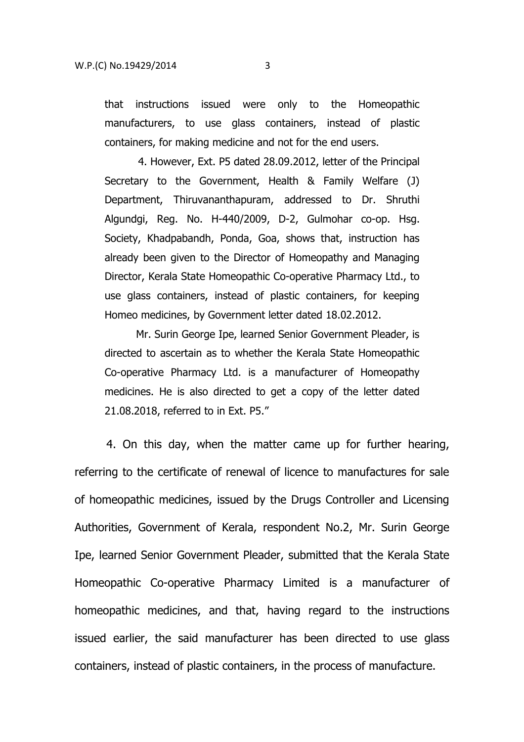that instructions issued were only to the Homeopathic manufacturers, to use glass containers, instead of plastic containers, for making medicine and not for the end users.

4. However, Ext. P5 dated 28.09.2012, letter of the Principal Secretary to the Government, Health & Family Welfare (J) Department, Thiruvananthapuram, addressed to Dr. Shruthi Algundgi, Reg. No. H-440/2009, D-2, Gulmohar co-op. Hsg. Society, Khadpabandh, Ponda, Goa, shows that, instruction has already been given to the Director of Homeopathy and Managing Director, Kerala State Homeopathic Co-operative Pharmacy Ltd., to use glass containers, instead of plastic containers, for keeping Homeo medicines, by Government letter dated 18.02.2012.

Mr. Surin George Ipe, learned Senior Government Pleader, is directed to ascertain as to whether the Kerala State Homeopathic Co-operative Pharmacy Ltd. is a manufacturer of Homeopathy medicines. He is also directed to get a copy of the letter dated 21.08.2018, referred to in Ext. P5."

4. On this day, when the matter came up for further hearing, referring to the certificate of renewal of licence to manufactures for sale of homeopathic medicines, issued by the Drugs Controller and Licensing Authorities, Government of Kerala, respondent No.2, Mr. Surin George Ipe, learned Senior Government Pleader, submitted that the Kerala State Homeopathic Co-operative Pharmacy Limited is a manufacturer of homeopathic medicines, and that, having regard to the instructions issued earlier, the said manufacturer has been directed to use glass containers, instead of plastic containers, in the process of manufacture.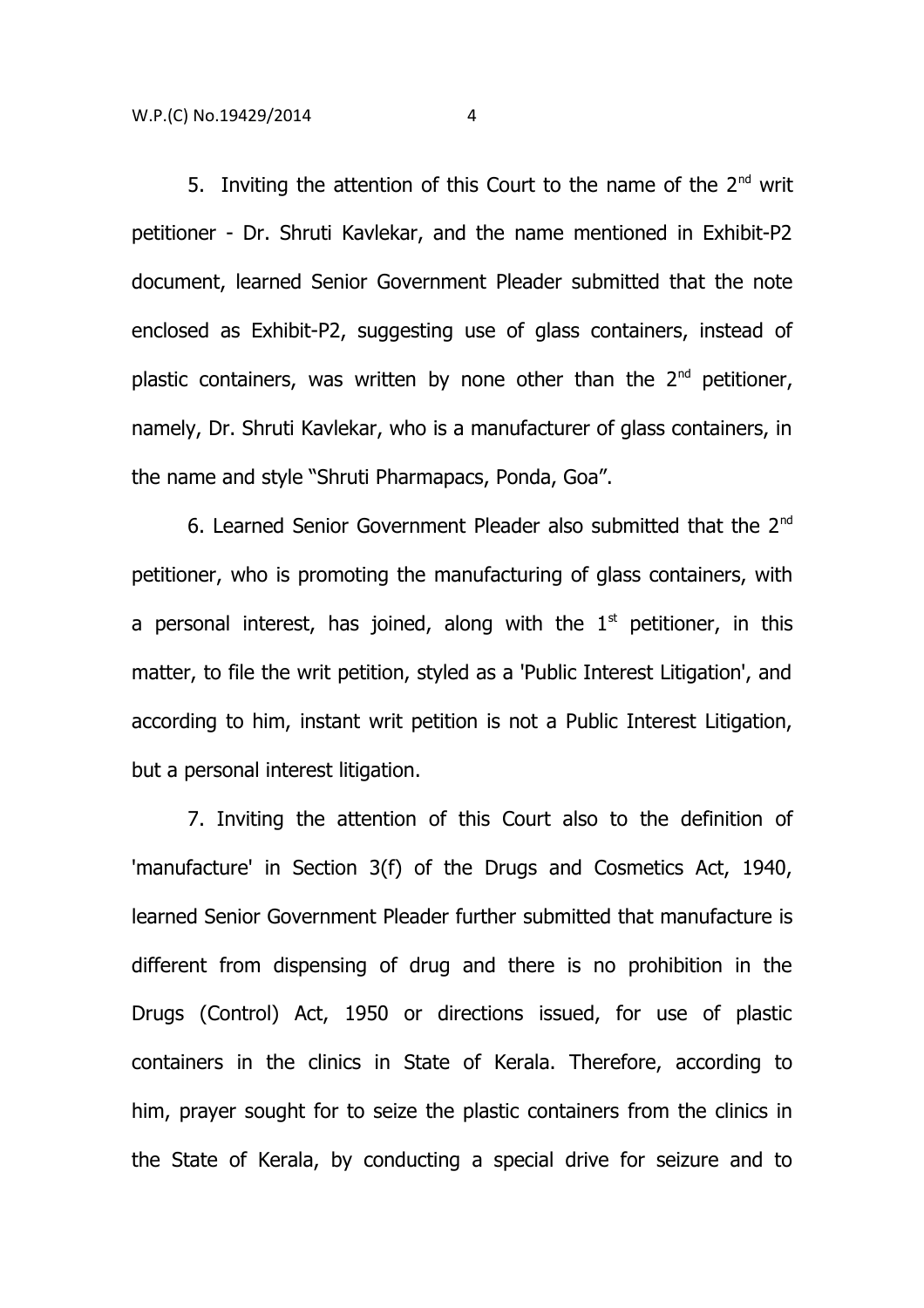5. Inviting the attention of this Court to the name of the 2nd writ petitioner - Dr. Shruti Kavlekar, and the name mentioned in Exhibit-P2 document, learned Senior Government Pleader submitted that the note enclosed as Exhibit-P2, suggesting use of glass containers, instead of plastic containers, was written by none other than the 2nd petitioner, namely, Dr. Shruti Kavlekar, who is a manufacturer of glass containers, in the name and style "Shruti Pharmapacs, Ponda, Goa".

6. Learned Senior Government Pleader also submitted that the 2nd petitioner, who is promoting the manufacturing of glass containers, with a personal interest, has joined, along with the 1st petitioner, in this matter, to file the writ petition, styled as a 'Public Interest Litigation', and according to him, instant writ petition is not a Public Interest Litigation, but a personal interest litigation.

7. Inviting the attention of this Court also to the definition of 'manufacture' in Section 3(f) of the Drugs and Cosmetics Act, 1940, learned Senior Government Pleader further submitted that manufacture is different from dispensing of drug and there is no prohibition in the Drugs (Control) Act, 1950 or directions issued, for use of plastic containers in the clinics in State of Kerala. Therefore, according to him, prayer sought for to seize the plastic containers from the clinics in the State of Kerala, by conducting a special drive for seizure and to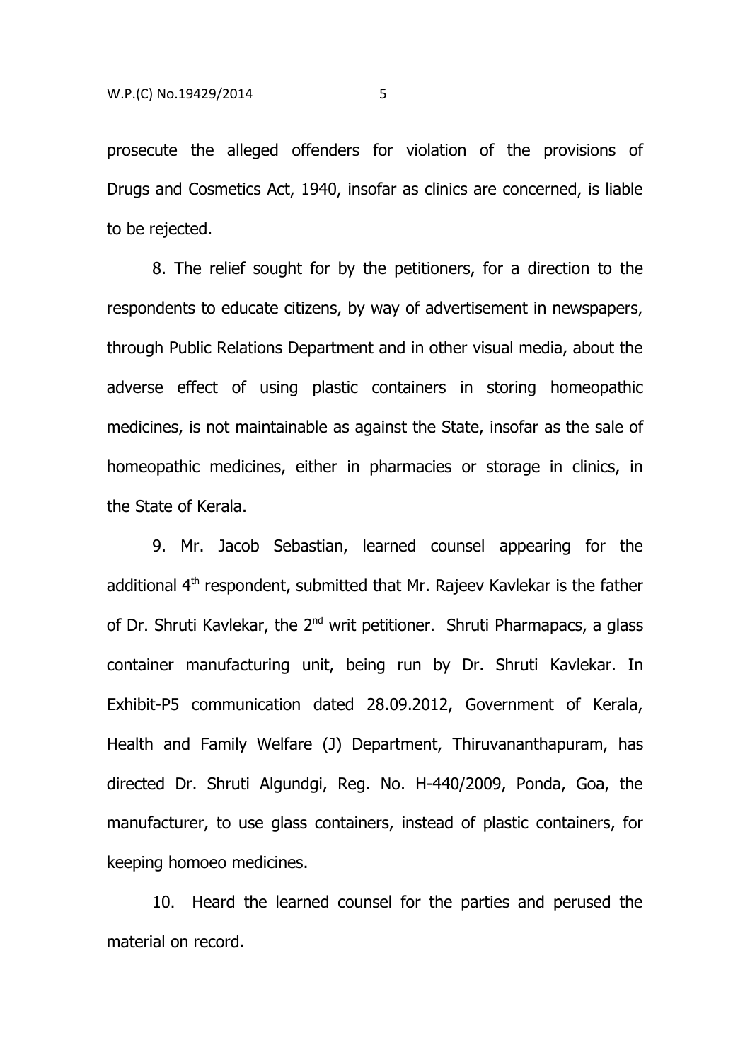prosecute the alleged offenders for violation of the provisions of Drugs and Cosmetics Act, 1940, insofar as clinics are concerned, is liable to be rejected.

8. The relief sought for by the petitioners, for a direction to the respondents to educate citizens, by way of advertisement in newspapers, through Public Relations Department and in other visual media, about the adverse effect of using plastic containers in storing homeopathic medicines, is not maintainable as against the State, insofar as the sale of homeopathic medicines, either in pharmacies or storage in clinics, in the State of Kerala.

9. Mr. Jacob Sebastian, learned counsel appearing for the additional 4th respondent, submitted that Mr. Rajeev Kavlekar is the father of Dr. Shruti Kavlekar, the 2nd writ petitioner. Shruti Pharmapacs, a glass container manufacturing unit, being run by Dr. Shruti Kavlekar. In Exhibit-P5 communication dated 28.09.2012, Government of Kerala, Health and Family Welfare (J) Department, Thiruvananthapuram, has directed Dr. Shruti Algundgi, Reg. No. H-440/2009, Ponda, Goa, the manufacturer, to use glass containers, instead of plastic containers, for keeping homoeo medicines.

10. Heard the learned counsel for the parties and perused the material on record.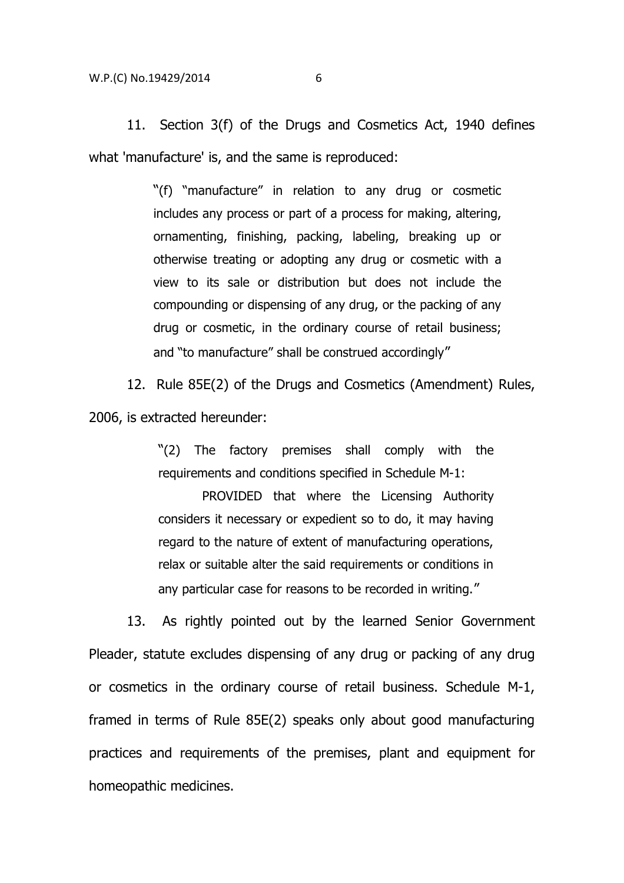11. Section 3(f) of the Drugs and Cosmetics Act, 1940 defines what 'manufacture' is, and the same is reproduced:

> "(f) "manufacture" in relation to any drug or cosmetic includes any process or part of a process for making, altering, ornamenting, finishing, packing, labeling, breaking up or otherwise treating or adopting any drug or cosmetic with a view to its sale or distribution but does not include the compounding or dispensing of any drug, or the packing of any drug or cosmetic, in the ordinary course of retail business; and "to manufacture" shall be construed accordingly"

12. Rule 85E(2) of the Drugs and Cosmetics (Amendment) Rules, 2006, is extracted hereunder:

> "(2) The factory premises shall comply with the requirements and conditions specified in Schedule M-1:
>
> PROVIDED that where the Licensing Authority considers it necessary or expedient so to do, it may having regard to the nature of extent of manufacturing operations, relax or suitable alter the said requirements or conditions in any particular case for reasons to be recorded in writing."

13. As rightly pointed out by the learned Senior Government Pleader, statute excludes dispensing of any drug or packing of any drug or cosmetics in the ordinary course of retail business. Schedule M-1, framed in terms of Rule 85E(2) speaks only about good manufacturing practices and requirements of the premises, plant and equipment for homeopathic medicines.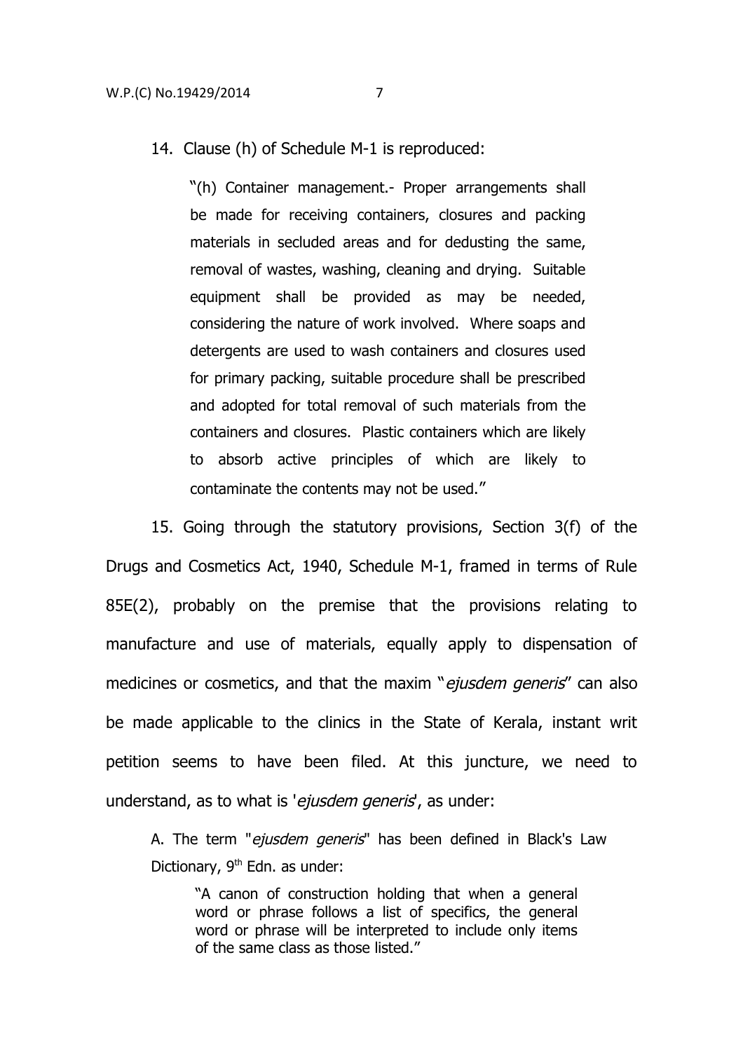14. Clause (h) of Schedule M-1 is reproduced:

> "(h) Container management.- Proper arrangements shall be made for receiving containers, closures and packing materials in secluded areas and for dedusting the same, removal of wastes, washing, cleaning and drying. Suitable equipment shall be provided as may be needed, considering the nature of work involved. Where soaps and detergents are used to wash containers and closures used for primary packing, suitable procedure shall be prescribed and adopted for total removal of such materials from the containers and closures. Plastic containers which are likely to absorb active principles of which are likely to contaminate the contents may not be used."

15. Going through the statutory provisions, Section 3(f) of the Drugs and Cosmetics Act, 1940, Schedule M-1, framed in terms of Rule 85E(2), probably on the premise that the provisions relating to manufacture and use of materials, equally apply to dispensation of medicines or cosmetics, and that the maxim "*ejusdem generis*" can also be made applicable to the clinics in the State of Kerala, instant writ petition seems to have been filed. At this juncture, we need to understand, as to what is '*ejusdem generis*', as under:

A. The term "*ejusdem generis*" has been defined in Black's Law Dictionary, 9th Edn. as under:

> "A canon of construction holding that when a general word or phrase follows a list of specifics, the general word or phrase will be interpreted to include only items of the same class as those listed."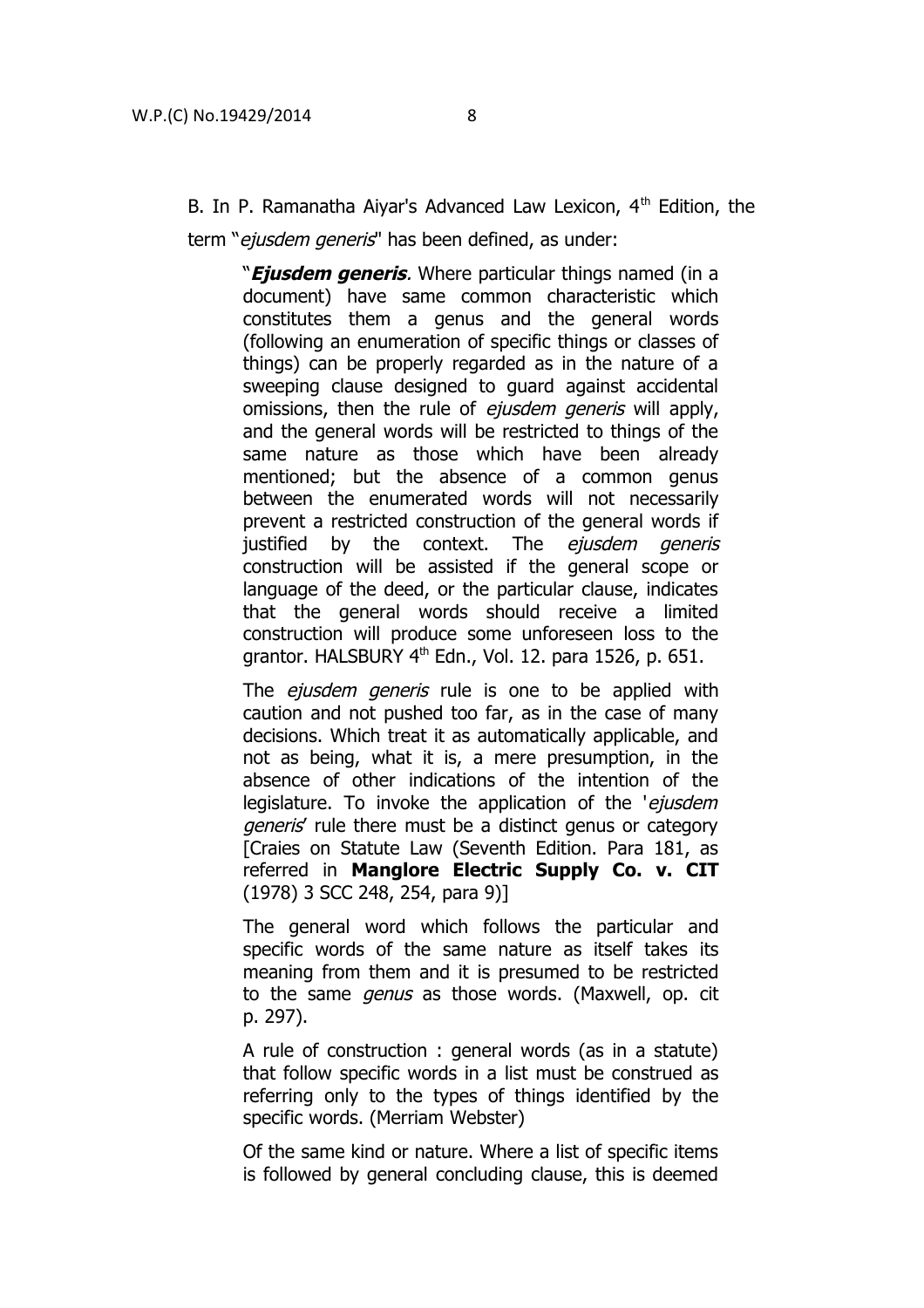B. In P. Ramanatha Aiyar's Advanced Law Lexicon, 4th Edition, the term "*ejusdem generis*" has been defined, as under:

> "***Ejusdem generis***. Where particular things named (in a document) have same common characteristic which constitutes them a genus and the general words (following an enumeration of specific things or classes of things) can be properly regarded as in the nature of a sweeping clause designed to guard against accidental omissions, then the rule of *ejusdem generis* will apply, and the general words will be restricted to things of the same nature as those which have been already mentioned; but the absence of a common genus between the enumerated words will not necessarily prevent a restricted construction of the general words if justified by the context. The *ejusdem generis* construction will be assisted if the general scope or language of the deed, or the particular clause, indicates that the general words should receive a limited construction will produce some unforeseen loss to the grantor. HALSBURY 4th Edn., Vol. 12. para 1526, p. 651.
>
> The *ejusdem generis* rule is one to be applied with caution and not pushed too far, as in the case of many decisions. Which treat it as automatically applicable, and not as being, what it is, a mere presumption, in the absence of other indications of the intention of the legislature. To invoke the application of the '*ejusdem generis*' rule there must be a distinct genus or category [Craies on Statute Law (Seventh Edition. Para 181, as referred in **Manglore Electric Supply Co. v. CIT** (1978) 3 SCC 248, 254, para 9)]
>
> The general word which follows the particular and specific words of the same nature as itself takes its meaning from them and it is presumed to be restricted to the same *genus* as those words. (Maxwell, op. cit p. 297).
>
> A rule of construction : general words (as in a statute) that follow specific words in a list must be construed as referring only to the types of things identified by the specific words. (Merriam Webster)
>
> Of the same kind or nature. Where a list of specific items is followed by general concluding clause, this is deemed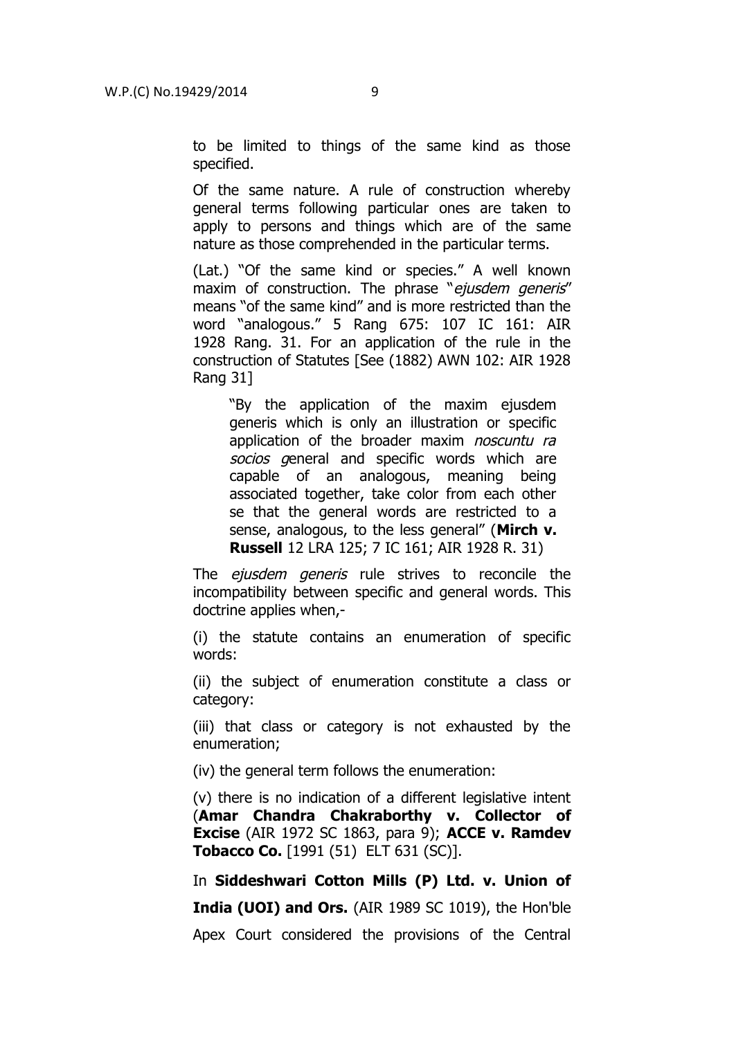to be limited to things of the same kind as those specified.

Of the same nature. A rule of construction whereby general terms following particular ones are taken to apply to persons and things which are of the same nature as those comprehended in the particular terms.

(Lat.) "Of the same kind or species." A well known maxim of construction. The phrase "*ejusdem generis*" means "of the same kind" and is more restricted than the word "analogous." 5 Rang 675: 107 IC 161: AIR 1928 Rang. 31. For an application of the rule in the construction of Statutes [See (1882) AWN 102: AIR 1928 Rang 31]

> "By the application of the maxim ejusdem generis which is only an illustration or specific application of the broader maxim *noscuntu ra socios g*eneral and specific words which are capable of an analogous, meaning being associated together, take color from each other se that the general words are restricted to a sense, analogous, to the less general" (**Mirch v. Russell** 12 LRA 125; 7 IC 161; AIR 1928 R. 31)

The *ejusdem generis* rule strives to reconcile the incompatibility between specific and general words. This doctrine applies when,-

(i) the statute contains an enumeration of specific words:

(ii) the subject of enumeration constitute a class or category:

(iii) that class or category is not exhausted by the enumeration;

(iv) the general term follows the enumeration:

(v) there is no indication of a different legislative intent (**Amar Chandra Chakraborthy v. Collector of Excise** (AIR 1972 SC 1863, para 9); **ACCE v. Ramdev Tobacco Co.** [1991 (51) ELT 631 (SC)].

In **Siddeshwari Cotton Mills (P) Ltd. v. Union of India (UOI) and Ors.** (AIR 1989 SC 1019), the Hon'ble Apex Court considered the provisions of the Central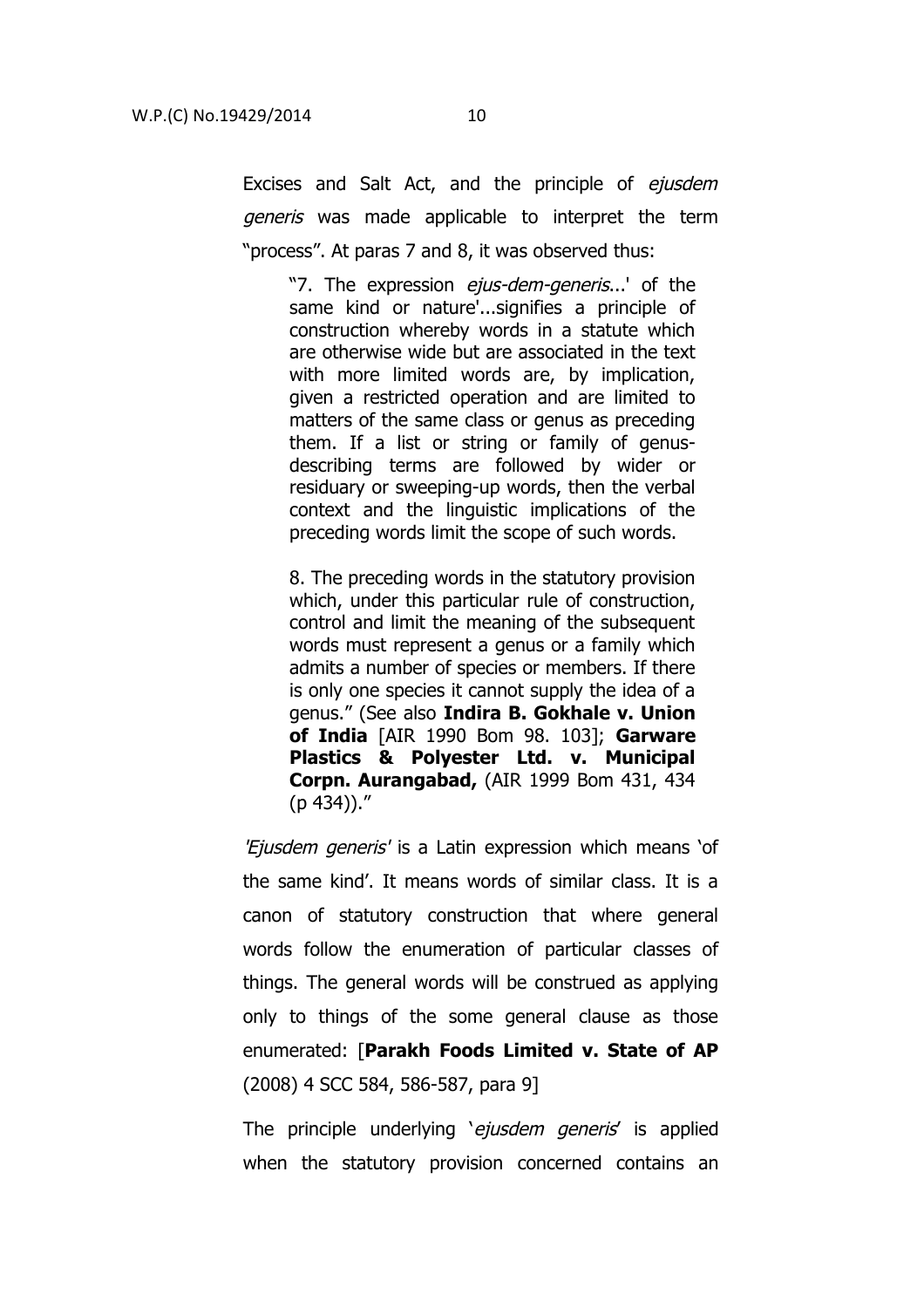Excises and Salt Act, and the principle of *ejusdem generis* was made applicable to interpret the term "process". At paras 7 and 8, it was observed thus:

> "7. The expression *ejus-dem-generis*...' of the same kind or nature'...signifies a principle of construction whereby words in a statute which are otherwise wide but are associated in the text with more limited words are, by implication, given a restricted operation and are limited to matters of the same class or genus as preceding them. If a list or string or family of genus-describing terms are followed by wider or residuary or sweeping-up words, then the verbal context and the linguistic implications of the preceding words limit the scope of such words.
>
> 8. The preceding words in the statutory provision which, under this particular rule of construction, control and limit the meaning of the subsequent words must represent a genus or a family which admits a number of species or members. If there is only one species it cannot supply the idea of a genus." (See also **Indira B. Gokhale v. Union of India** [AIR 1990 Bom 98. 103]; **Garware Plastics & Polyester Ltd. v. Municipal Corpn. Aurangabad,** (AIR 1999 Bom 431, 434 (p 434))."

*'Ejusdem generis'* is a Latin expression which means 'of the same kind'. It means words of similar class. It is a canon of statutory construction that where general words follow the enumeration of particular classes of things. The general words will be construed as applying only to things of the some general clause as those enumerated: [**Parakh Foods Limited v. State of AP** (2008) 4 SCC 584, 586-587, para 9]

The principle underlying '*ejusdem generis*' is applied when the statutory provision concerned contains an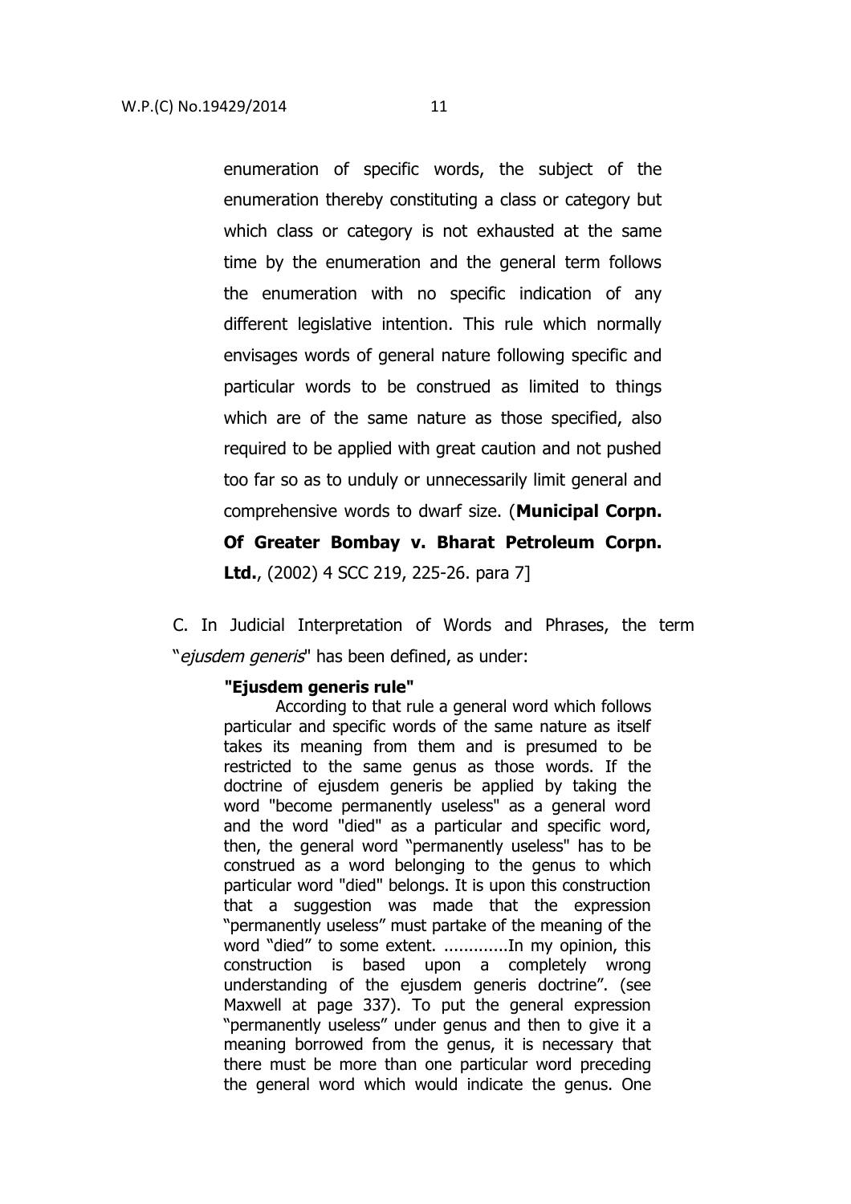enumeration of specific words, the subject of the enumeration thereby constituting a class or category but which class or category is not exhausted at the same time by the enumeration and the general term follows the enumeration with no specific indication of any different legislative intention. This rule which normally envisages words of general nature following specific and particular words to be construed as limited to things which are of the same nature as those specified, also required to be applied with great caution and not pushed too far so as to unduly or unnecessarily limit general and comprehensive words to dwarf size. (**Municipal Corpn. Of Greater Bombay v. Bharat Petroleum Corpn. Ltd.**, (2002) 4 SCC 219, 225-26. para 7]

C. In Judicial Interpretation of Words and Phrases, the term "*ejusdem generis*" has been defined, as under:

> **"Ejusdem generis rule"**
>
> According to that rule a general word which follows particular and specific words of the same nature as itself takes its meaning from them and is presumed to be restricted to the same genus as those words. If the doctrine of ejusdem generis be applied by taking the word "become permanently useless" as a general word and the word "died" as a particular and specific word, then, the general word "permanently useless" has to be construed as a word belonging to the genus to which particular word "died" belongs. It is upon this construction that a suggestion was made that the expression "permanently useless" must partake of the meaning of the word "died" to some extent. .............In my opinion, this construction is based upon a completely wrong understanding of the ejusdem generis doctrine". (see Maxwell at page 337). To put the general expression "permanently useless" under genus and then to give it a meaning borrowed from the genus, it is necessary that there must be more than one particular word preceding the general word which would indicate the genus. One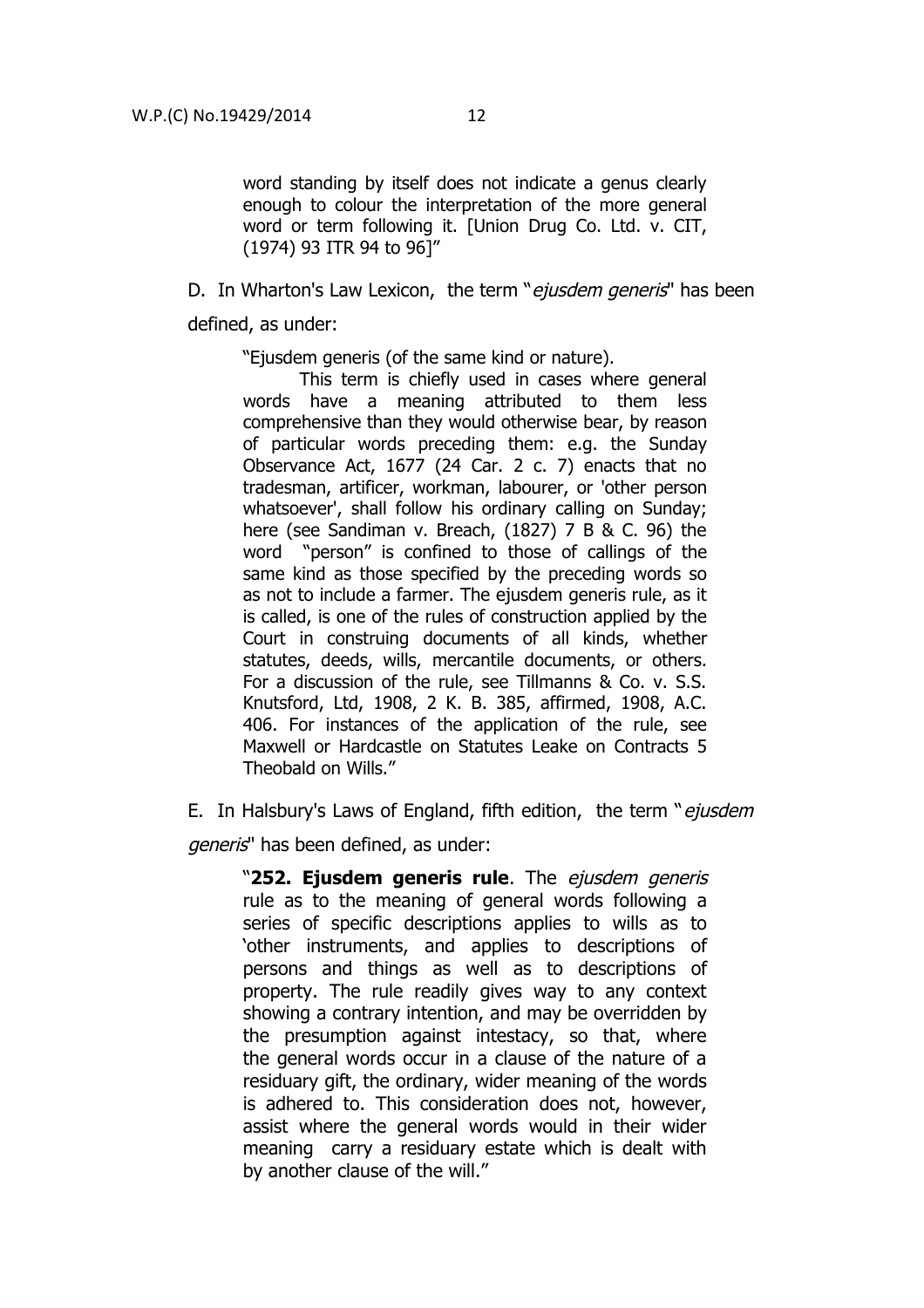word standing by itself does not indicate a genus clearly enough to colour the interpretation of the more general word or term following it. [Union Drug Co. Ltd. v. CIT, (1974) 93 ITR 94 to 96]"

D. In Wharton's Law Lexicon, the term "*ejusdem generis*" has been defined, as under:

> "Ejusdem generis (of the same kind or nature).
>
> This term is chiefly used in cases where general words have a meaning attributed to them less comprehensive than they would otherwise bear, by reason of particular words preceding them: e.g. the Sunday Observance Act, 1677 (24 Car. 2 c. 7) enacts that no tradesman, artificer, workman, labourer, or 'other person whatsoever', shall follow his ordinary calling on Sunday; here (see Sandiman v. Breach, (1827) 7 B & C. 96) the word "person" is confined to those of callings of the same kind as those specified by the preceding words so as not to include a farmer. The ejusdem generis rule, as it is called, is one of the rules of construction applied by the Court in construing documents of all kinds, whether statutes, deeds, wills, mercantile documents, or others. For a discussion of the rule, see Tillmanns & Co. v. S.S. Knutsford, Ltd, 1908, 2 K. B. 385, affirmed, 1908, A.C. 406. For instances of the application of the rule, see Maxwell or Hardcastle on Statutes Leake on Contracts 5 Theobald on Wills."

E. In Halsbury's Laws of England, fifth edition, the term "*ejusdem generis*" has been defined, as under:

> "**252. Ejusdem generis rule**. The *ejusdem generis* rule as to the meaning of general words following a series of specific descriptions applies to wills as to 'other instruments, and applies to descriptions of persons and things as well as to descriptions of property. The rule readily gives way to any context showing a contrary intention, and may be overridden by the presumption against intestacy, so that, where the general words occur in a clause of the nature of a residuary gift, the ordinary, wider meaning of the words is adhered to. This consideration does not, however, assist where the general words would in their wider meaning carry a residuary estate which is dealt with by another clause of the will."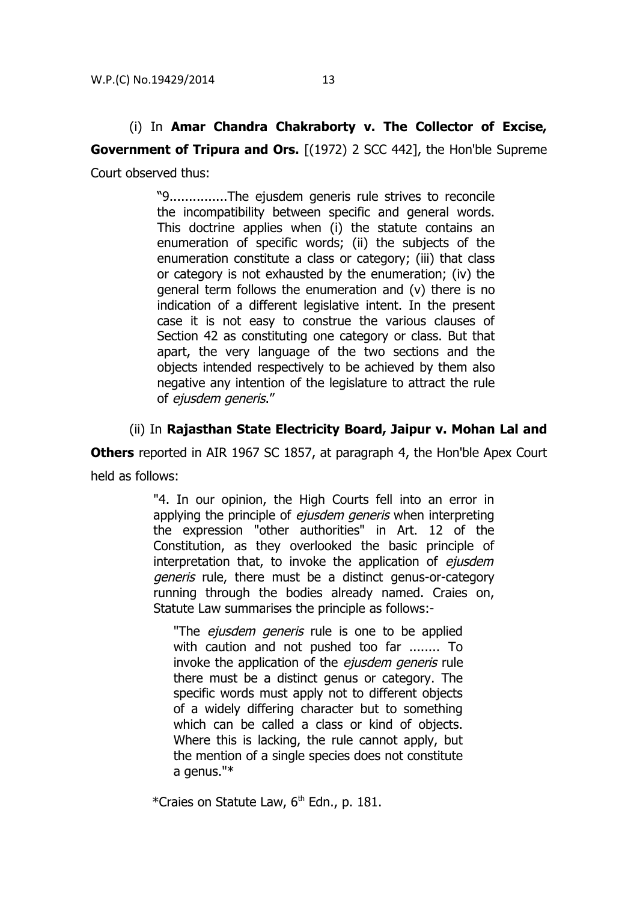(i) In **Amar Chandra Chakraborty v. The Collector of Excise, Government of Tripura and Ors.** [(1972) 2 SCC 442], the Hon'ble Supreme Court observed thus:

> "9...............The ejusdem generis rule strives to reconcile the incompatibility between specific and general words. This doctrine applies when (i) the statute contains an enumeration of specific words; (ii) the subjects of the enumeration constitute a class or category; (iii) that class or category is not exhausted by the enumeration; (iv) the general term follows the enumeration and (v) there is no indication of a different legislative intent. In the present case it is not easy to construe the various clauses of Section 42 as constituting one category or class. But that apart, the very language of the two sections and the objects intended respectively to be achieved by them also negative any intention of the legislature to attract the rule of *ejusdem generis*."

(ii) In **Rajasthan State Electricity Board, Jaipur v. Mohan Lal and Others** reported in AIR 1967 SC 1857, at paragraph 4, the Hon'ble Apex Court held as follows:

> "4. In our opinion, the High Courts fell into an error in applying the principle of *ejusdem generis* when interpreting the expression "other authorities" in Art. 12 of the Constitution, as they overlooked the basic principle of interpretation that, to invoke the application of *ejusdem generis* rule, there must be a distinct genus-or-category running through the bodies already named. Craies on, Statute Law summarises the principle as follows:-
>
> > "The *ejusdem generis* rule is one to be applied with caution and not pushed too far ........ To invoke the application of the *ejusdem generis* rule there must be a distinct genus or category. The specific words must apply not to different objects of a widely differing character but to something which can be called a class or kind of objects. Where this is lacking, the rule cannot apply, but the mention of a single species does not constitute a genus."*
>
> *Craies on Statute Law, 6th Edn., p. 181.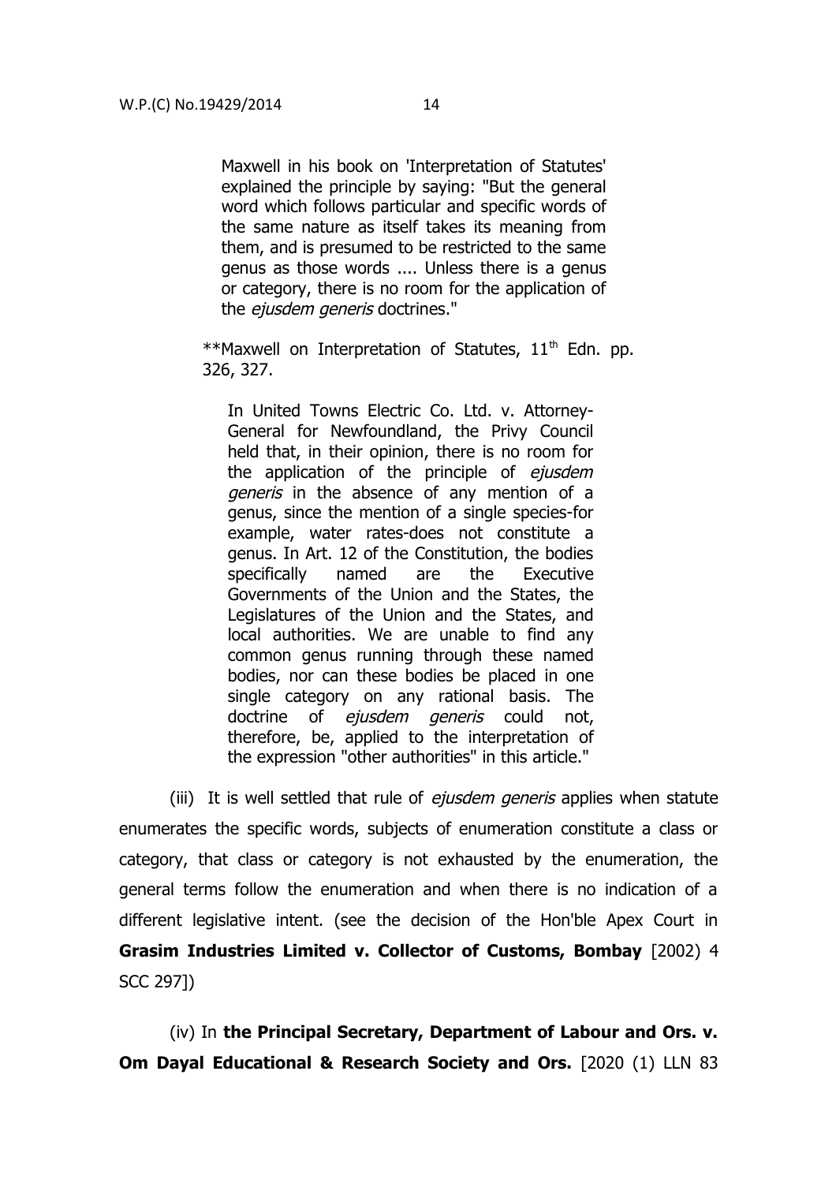> Maxwell in his book on 'Interpretation of Statutes' explained the principle by saying: "But the general word which follows particular and specific words of the same nature as itself takes its meaning from them, and is presumed to be restricted to the same genus as those words .... Unless there is a genus or category, there is no room for the application of the *ejusdem generis* doctrines."

**Maxwell on Interpretation of Statutes, 11th Edn. pp. 326, 327.

> In United Towns Electric Co. Ltd. v. Attorney-General for Newfoundland, the Privy Council held that, in their opinion, there is no room for the application of the principle of *ejusdem generis* in the absence of any mention of a genus, since the mention of a single species-for example, water rates-does not constitute a genus. In Art. 12 of the Constitution, the bodies specifically named are the Executive Governments of the Union and the States, the Legislatures of the Union and the States, and local authorities. We are unable to find any common genus running through these named bodies, nor can these bodies be placed in one single category on any rational basis. The doctrine of *ejusdem generis* could not, therefore, be, applied to the interpretation of the expression "other authorities" in this article."

(iii) It is well settled that rule of *ejusdem generis* applies when statute enumerates the specific words, subjects of enumeration constitute a class or category, that class or category is not exhausted by the enumeration, the general terms follow the enumeration and when there is no indication of a different legislative intent. (see the decision of the Hon'ble Apex Court in **Grasim Industries Limited v. Collector of Customs, Bombay** [2002) 4 SCC 297])

(iv) In **the Principal Secretary, Department of Labour and Ors. v. Om Dayal Educational & Research Society and Ors.** [2020 (1) LLN 83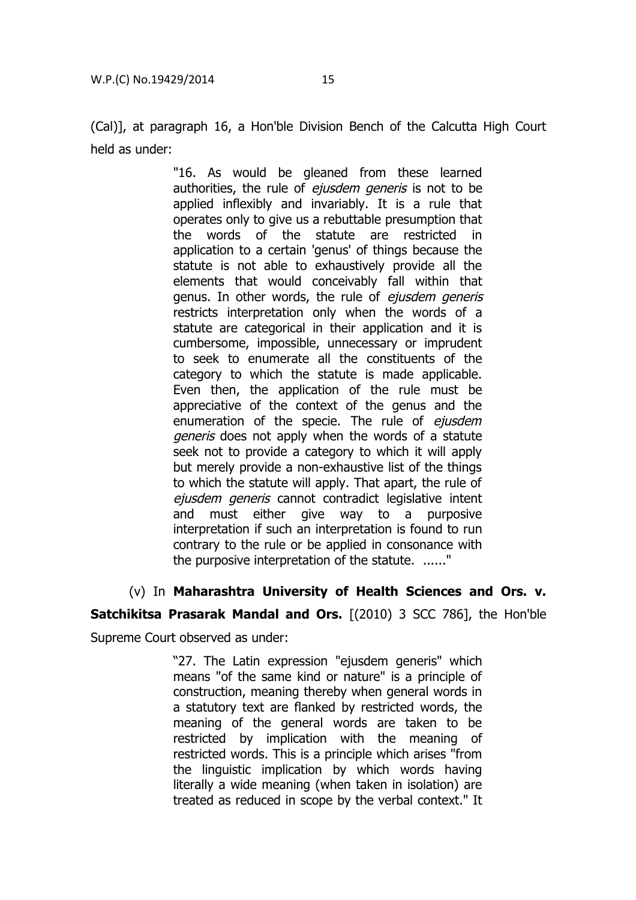(Cal)], at paragraph 16, a Hon'ble Division Bench of the Calcutta High Court held as under:

> "16. As would be gleaned from these learned authorities, the rule of *ejusdem generis* is not to be applied inflexibly and invariably. It is a rule that operates only to give us a rebuttable presumption that the words of the statute are restricted in application to a certain 'genus' of things because the statute is not able to exhaustively provide all the elements that would conceivably fall within that genus. In other words, the rule of *ejusdem generis* restricts interpretation only when the words of a statute are categorical in their application and it is cumbersome, impossible, unnecessary or imprudent to seek to enumerate all the constituents of the category to which the statute is made applicable. Even then, the application of the rule must be appreciative of the context of the genus and the enumeration of the specie. The rule of *ejusdem generis* does not apply when the words of a statute seek not to provide a category to which it will apply but merely provide a non-exhaustive list of the things to which the statute will apply. That apart, the rule of *ejusdem generis* cannot contradict legislative intent and must either give way to a purposive interpretation if such an interpretation is found to run contrary to the rule or be applied in consonance with the purposive interpretation of the statute. ......"

(v) In **Maharashtra University of Health Sciences and Ors. v. Satchikitsa Prasarak Mandal and Ors.** [(2010) 3 SCC 786], the Hon'ble Supreme Court observed as under:

> "27. The Latin expression "ejusdem generis" which means "of the same kind or nature" is a principle of construction, meaning thereby when general words in a statutory text are flanked by restricted words, the meaning of the general words are taken to be restricted by implication with the meaning of restricted words. This is a principle which arises "from the linguistic implication by which words having literally a wide meaning (when taken in isolation) are treated as reduced in scope by the verbal context." It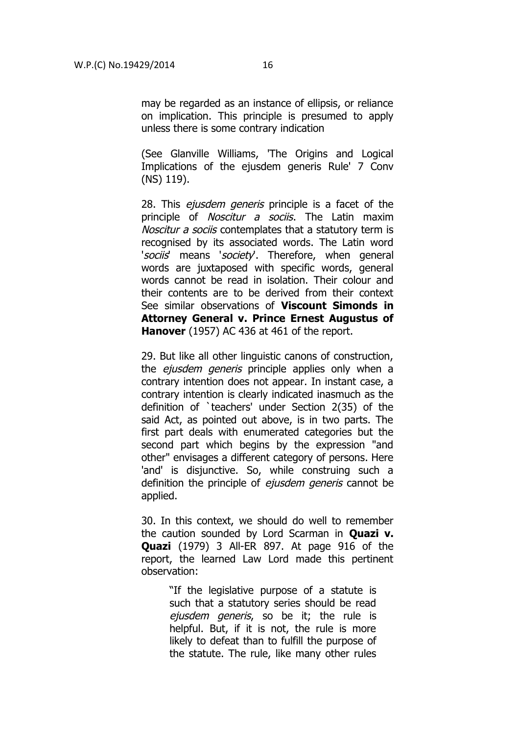may be regarded as an instance of ellipsis, or reliance on implication. This principle is presumed to apply unless there is some contrary indication

(See Glanville Williams, 'The Origins and Logical Implications of the ejusdem generis Rule' 7 Conv (NS) 119).

28. This *ejusdem generis* principle is a facet of the principle of *Noscitur a sociis*. The Latin maxim *Noscitur a sociis* contemplates that a statutory term is recognised by its associated words. The Latin word '*sociis*' means '*society*'. Therefore, when general words are juxtaposed with specific words, general words cannot be read in isolation. Their colour and their contents are to be derived from their context See similar observations of **Viscount Simonds in Attorney General v. Prince Ernest Augustus of Hanover** (1957) AC 436 at 461 of the report.

29. But like all other linguistic canons of construction, the *ejusdem generis* principle applies only when a contrary intention does not appear. In instant case, a contrary intention is clearly indicated inasmuch as the definition of `teachers' under Section 2(35) of the said Act, as pointed out above, is in two parts. The first part deals with enumerated categories but the second part which begins by the expression "and other" envisages a different category of persons. Here 'and' is disjunctive. So, while construing such a definition the principle of *ejusdem generis* cannot be applied.

30. In this context, we should do well to remember the caution sounded by Lord Scarman in **Quazi v. Quazi** (1979) 3 All-ER 897. At page 916 of the report, the learned Law Lord made this pertinent observation:

> "If the legislative purpose of a statute is such that a statutory series should be read *ejusdem generis*, so be it; the rule is helpful. But, if it is not, the rule is more likely to defeat than to fulfill the purpose of the statute. The rule, like many other rules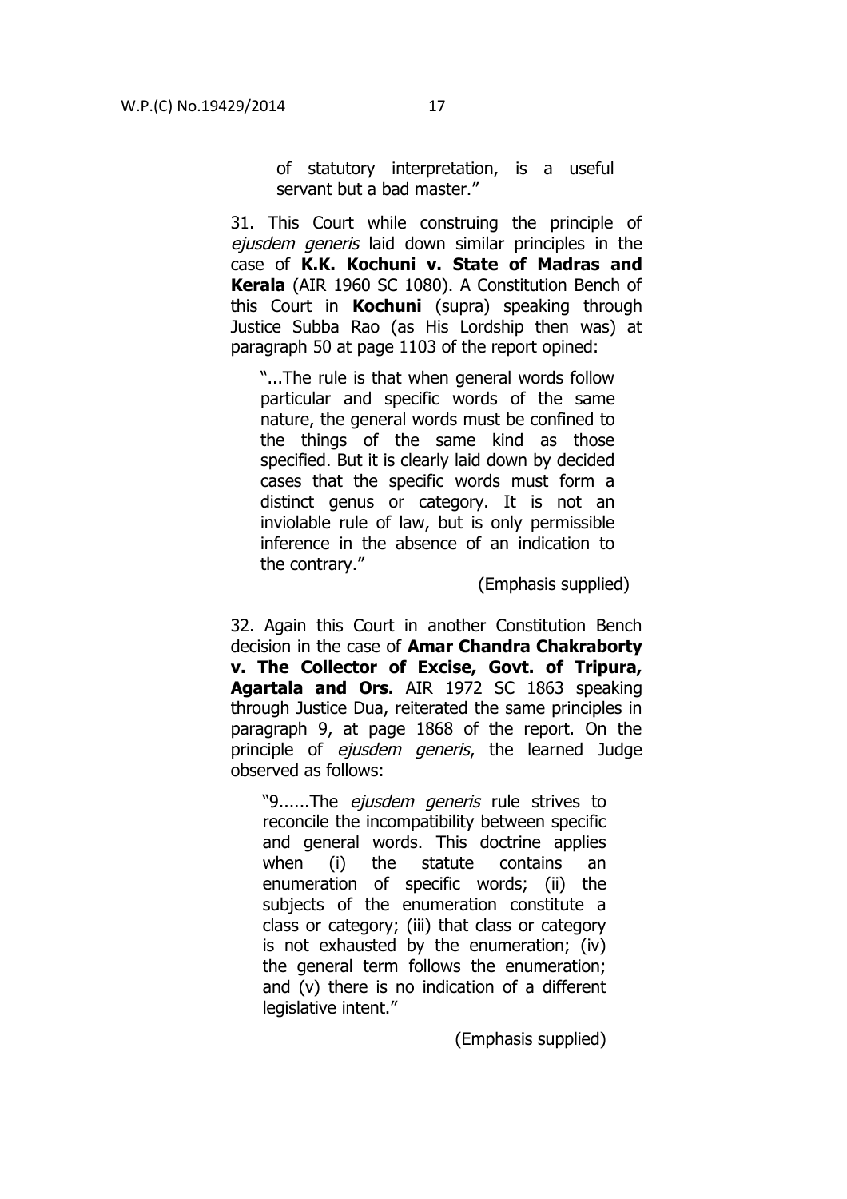> of statutory interpretation, is a useful servant but a bad master."

31. This Court while construing the principle of *ejusdem generis* laid down similar principles in the case of **K.K. Kochuni v. State of Madras and Kerala** (AIR 1960 SC 1080). A Constitution Bench of this Court in **Kochuni** (supra) speaking through Justice Subba Rao (as His Lordship then was) at paragraph 50 at page 1103 of the report opined:

> "...The rule is that when general words follow particular and specific words of the same nature, the general words must be confined to the things of the same kind as those specified. But it is clearly laid down by decided cases that the specific words must form a distinct genus or category. It is not an inviolable rule of law, but is only permissible inference in the absence of an indication to the contrary."
>
> (Emphasis supplied)

32. Again this Court in another Constitution Bench decision in the case of **Amar Chandra Chakraborty v. The Collector of Excise, Govt. of Tripura, Agartala and Ors.** AIR 1972 SC 1863 speaking through Justice Dua, reiterated the same principles in paragraph 9, at page 1868 of the report. On the principle of *ejusdem generis*, the learned Judge observed as follows:

> "9......The *ejusdem generis* rule strives to reconcile the incompatibility between specific and general words. This doctrine applies when (i) the statute contains an enumeration of specific words; (ii) the subjects of the enumeration constitute a class or category; (iii) that class or category is not exhausted by the enumeration; (iv) the general term follows the enumeration; and (v) there is no indication of a different legislative intent."
>
> (Emphasis supplied)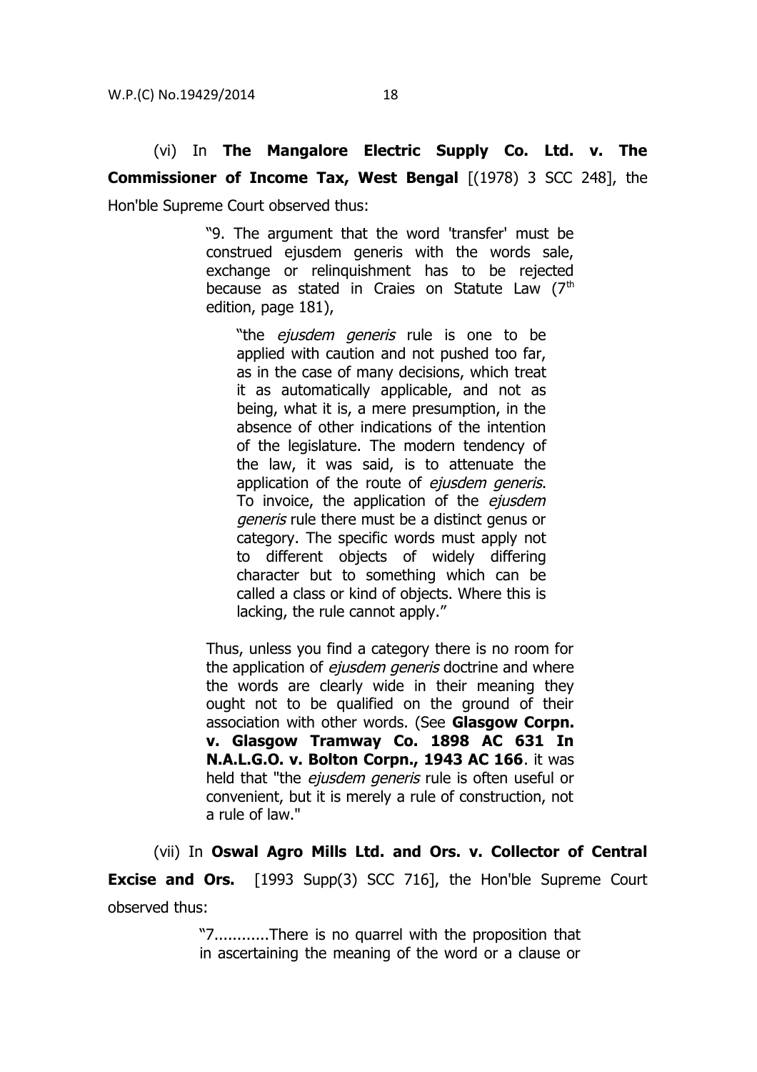(vi) In **The Mangalore Electric Supply Co. Ltd. v. The Commissioner of Income Tax, West Bengal** [(1978) 3 SCC 248], the Hon'ble Supreme Court observed thus:

> "9. The argument that the word 'transfer' must be construed ejusdem generis with the words sale, exchange or relinquishment has to be rejected because as stated in Craies on Statute Law (7th edition, page 181),
>
> > "the *ejusdem generis* rule is one to be applied with caution and not pushed too far, as in the case of many decisions, which treat it as automatically applicable, and not as being, what it is, a mere presumption, in the absence of other indications of the intention of the legislature. The modern tendency of the law, it was said, is to attenuate the application of the route of *ejusdem generis*. To invoice, the application of the *ejusdem generis* rule there must be a distinct genus or category. The specific words must apply not to different objects of widely differing character but to something which can be called a class or kind of objects. Where this is lacking, the rule cannot apply."
>
> Thus, unless you find a category there is no room for the application of *ejusdem generis* doctrine and where the words are clearly wide in their meaning they ought not to be qualified on the ground of their association with other words. (See **Glasgow Corpn. v. Glasgow Tramway Co. 1898 AC 631 In N.A.L.G.O. v. Bolton Corpn., 1943 AC 166**. it was held that "the *ejusdem generis* rule is often useful or convenient, but it is merely a rule of construction, not a rule of law."

(vii) In **Oswal Agro Mills Ltd. and Ors. v. Collector of Central Excise and Ors.** [1993 Supp(3) SCC 716], the Hon'ble Supreme Court observed thus:

> "7............There is no quarrel with the proposition that in ascertaining the meaning of the word or a clause or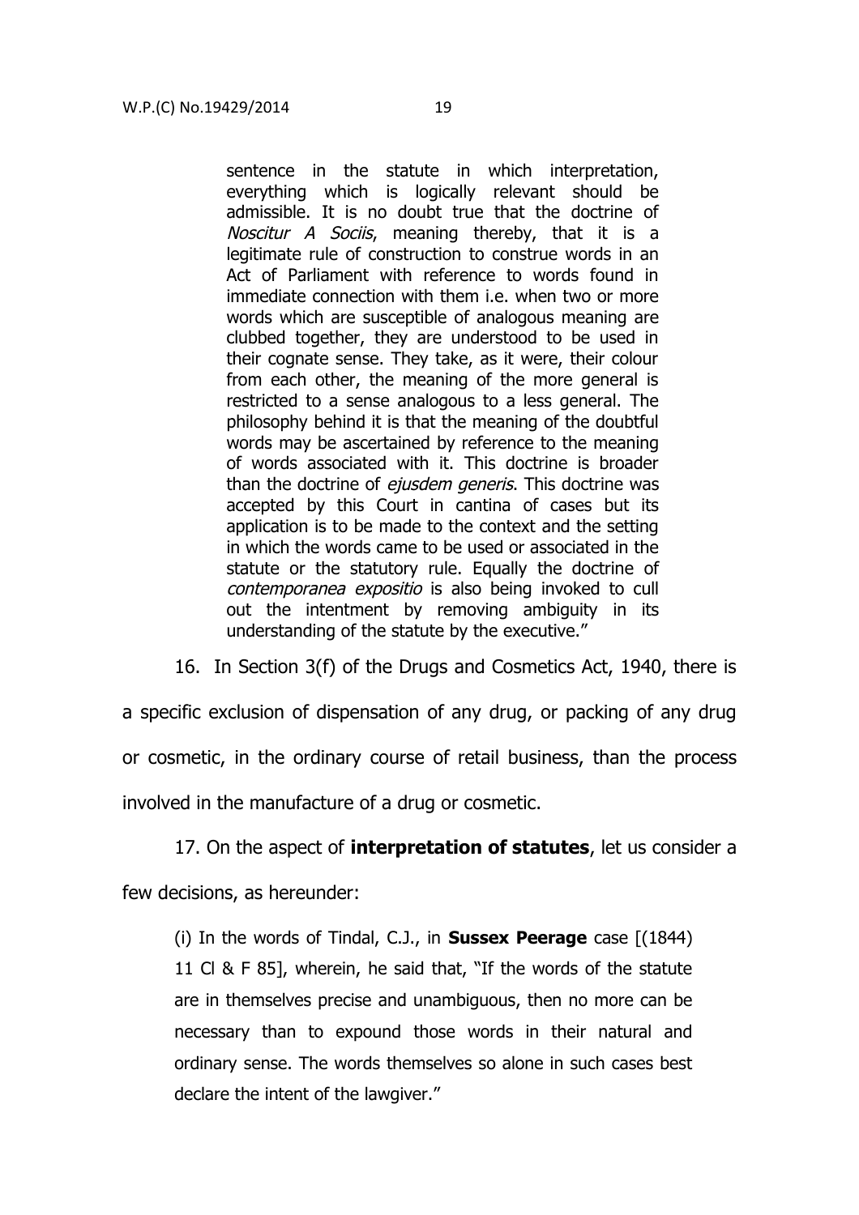> sentence in the statute in which interpretation, everything which is logically relevant should be admissible. It is no doubt true that the doctrine of *Noscitur A Sociis*, meaning thereby, that it is a legitimate rule of construction to construe words in an Act of Parliament with reference to words found in immediate connection with them i.e. when two or more words which are susceptible of analogous meaning are clubbed together, they are understood to be used in their cognate sense. They take, as it were, their colour from each other, the meaning of the more general is restricted to a sense analogous to a less general. The philosophy behind it is that the meaning of the doubtful words may be ascertained by reference to the meaning of words associated with it. This doctrine is broader than the doctrine of *ejusdem generis*. This doctrine was accepted by this Court in cantina of cases but its application is to be made to the context and the setting in which the words came to be used or associated in the statute or the statutory rule. Equally the doctrine of *contemporanea expositio* is also being invoked to cull out the intentment by removing ambiguity in its understanding of the statute by the executive."

16. In Section 3(f) of the Drugs and Cosmetics Act, 1940, there is a specific exclusion of dispensation of any drug, or packing of any drug or cosmetic, in the ordinary course of retail business, than the process involved in the manufacture of a drug or cosmetic.

17. On the aspect of **interpretation of statutes**, let us consider a few decisions, as hereunder:

> (i) In the words of Tindal, C.J., in **Sussex Peerage** case [(1844) 11 Cl & F 85], wherein, he said that, "If the words of the statute are in themselves precise and unambiguous, then no more can be necessary than to expound those words in their natural and ordinary sense. The words themselves so alone in such cases best declare the intent of the lawgiver."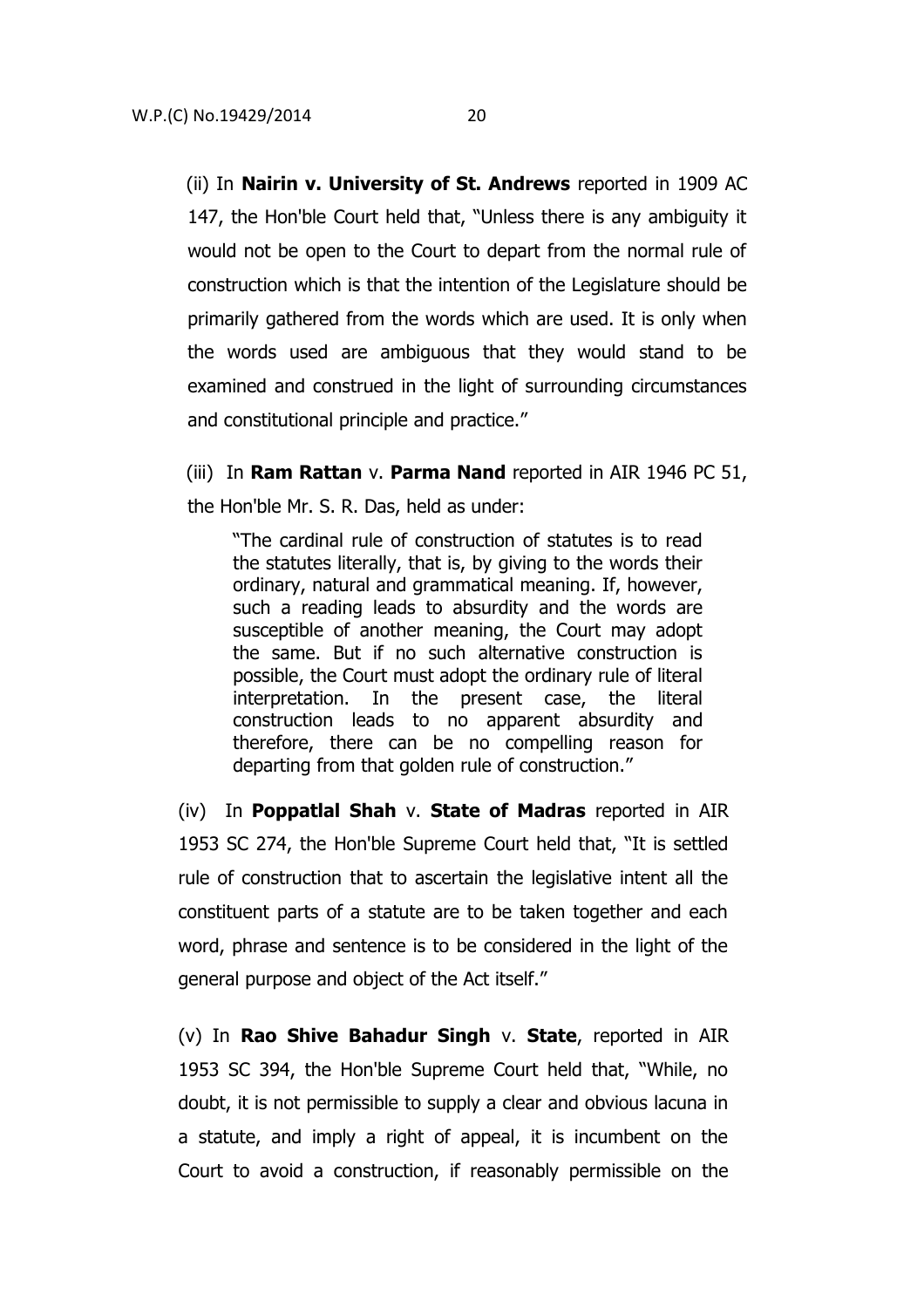(ii) In **Nairin v. University of St. Andrews** reported in 1909 AC 147, the Hon'ble Court held that, "Unless there is any ambiguity it would not be open to the Court to depart from the normal rule of construction which is that the intention of the Legislature should be primarily gathered from the words which are used. It is only when the words used are ambiguous that they would stand to be examined and construed in the light of surrounding circumstances and constitutional principle and practice."

(iii) In **Ram Rattan** v. **Parma Nand** reported in AIR 1946 PC 51, the Hon'ble Mr. S. R. Das, held as under:

> "The cardinal rule of construction of statutes is to read the statutes literally, that is, by giving to the words their ordinary, natural and grammatical meaning. If, however, such a reading leads to absurdity and the words are susceptible of another meaning, the Court may adopt the same. But if no such alternative construction is possible, the Court must adopt the ordinary rule of literal interpretation. In the present case, the literal construction leads to no apparent absurdity and therefore, there can be no compelling reason for departing from that golden rule of construction."

(iv) In **Poppatlal Shah** v. **State of Madras** reported in AIR 1953 SC 274, the Hon'ble Supreme Court held that, "It is settled rule of construction that to ascertain the legislative intent all the constituent parts of a statute are to be taken together and each word, phrase and sentence is to be considered in the light of the general purpose and object of the Act itself."

(v) In **Rao Shive Bahadur Singh** v. **State**, reported in AIR 1953 SC 394, the Hon'ble Supreme Court held that, "While, no doubt, it is not permissible to supply a clear and obvious lacuna in a statute, and imply a right of appeal, it is incumbent on the Court to avoid a construction, if reasonably permissible on the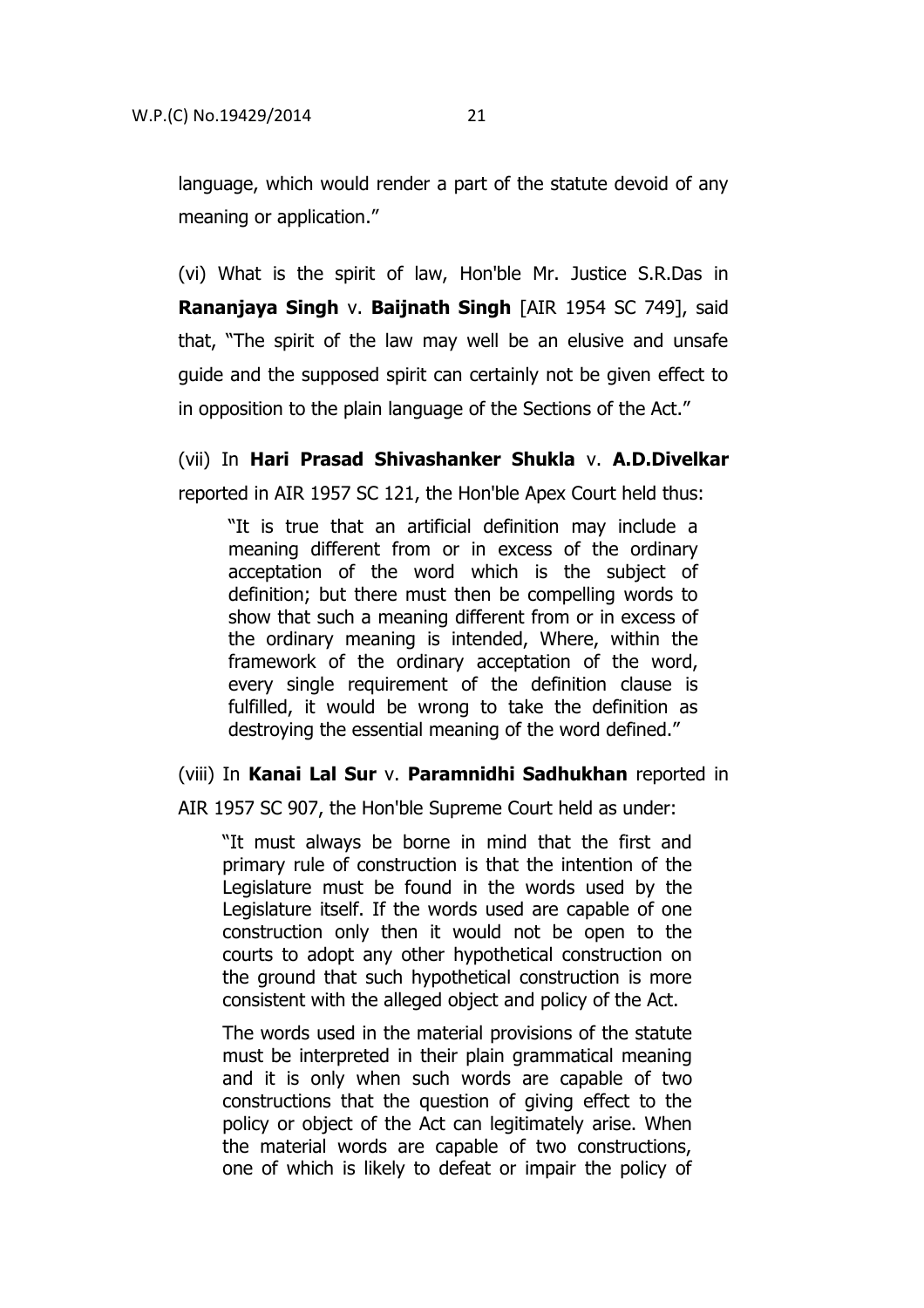language, which would render a part of the statute devoid of any meaning or application."

(vi) What is the spirit of law, Hon'ble Mr. Justice S.R.Das in **Rananjaya Singh** v. **Baijnath Singh** [AIR 1954 SC 749], said that, "The spirit of the law may well be an elusive and unsafe guide and the supposed spirit can certainly not be given effect to in opposition to the plain language of the Sections of the Act."

(vii) In **Hari Prasad Shivashanker Shukla** v. **A.D.Divelkar** reported in AIR 1957 SC 121, the Hon'ble Apex Court held thus:

> "It is true that an artificial definition may include a meaning different from or in excess of the ordinary acceptation of the word which is the subject of definition; but there must then be compelling words to show that such a meaning different from or in excess of the ordinary meaning is intended, Where, within the framework of the ordinary acceptation of the word, every single requirement of the definition clause is fulfilled, it would be wrong to take the definition as destroying the essential meaning of the word defined."

(viii) In **Kanai Lal Sur** v. **Paramnidhi Sadhukhan** reported in AIR 1957 SC 907, the Hon'ble Supreme Court held as under:

> "It must always be borne in mind that the first and primary rule of construction is that the intention of the Legislature must be found in the words used by the Legislature itself. If the words used are capable of one construction only then it would not be open to the courts to adopt any other hypothetical construction on the ground that such hypothetical construction is more consistent with the alleged object and policy of the Act.
>
> The words used in the material provisions of the statute must be interpreted in their plain grammatical meaning and it is only when such words are capable of two constructions that the question of giving effect to the policy or object of the Act can legitimately arise. When the material words are capable of two constructions, one of which is likely to defeat or impair the policy of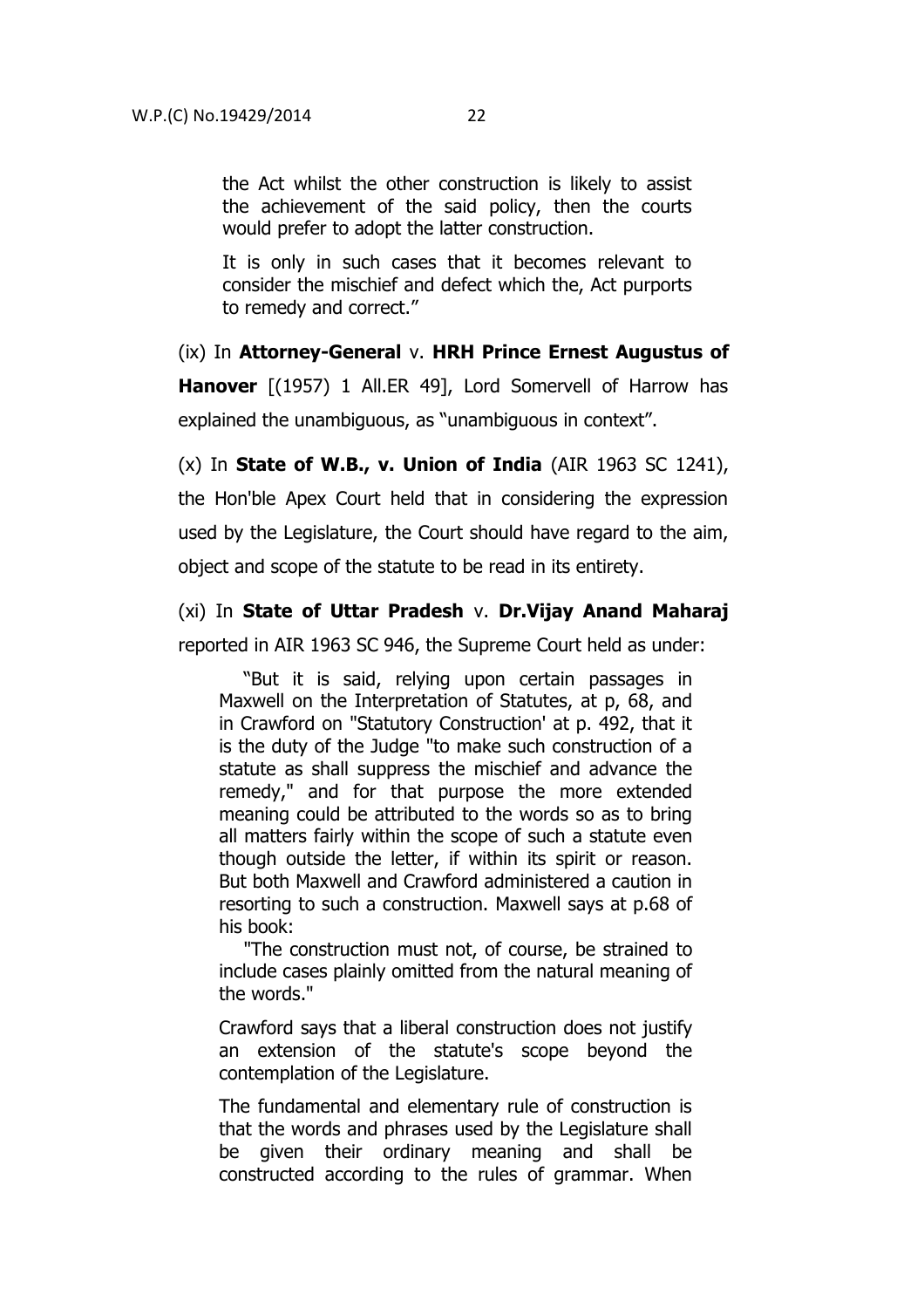> the Act whilst the other construction is likely to assist the achievement of the said policy, then the courts would prefer to adopt the latter construction.
>
> It is only in such cases that it becomes relevant to consider the mischief and defect which the, Act purports to remedy and correct."

(ix) In **Attorney-General** v. **HRH Prince Ernest Augustus of Hanover** [(1957) 1 All.ER 49], Lord Somervell of Harrow has explained the unambiguous, as "unambiguous in context".

(x) In **State of W.B., v. Union of India** (AIR 1963 SC 1241), the Hon'ble Apex Court held that in considering the expression used by the Legislature, the Court should have regard to the aim, object and scope of the statute to be read in its entirety.

(xi) In **State of Uttar Pradesh** v. **Dr.Vijay Anand Maharaj** reported in AIR 1963 SC 946, the Supreme Court held as under:

> "But it is said, relying upon certain passages in Maxwell on the Interpretation of Statutes, at p, 68, and in Crawford on "Statutory Construction' at p. 492, that it is the duty of the Judge "to make such construction of a statute as shall suppress the mischief and advance the remedy," and for that purpose the more extended meaning could be attributed to the words so as to bring all matters fairly within the scope of such a statute even though outside the letter, if within its spirit or reason. But both Maxwell and Crawford administered a caution in resorting to such a construction. Maxwell says at p.68 of his book:
>
> "The construction must not, of course, be strained to include cases plainly omitted from the natural meaning of the words."
>
> Crawford says that a liberal construction does not justify an extension of the statute's scope beyond the contemplation of the Legislature.
>
> The fundamental and elementary rule of construction is that the words and phrases used by the Legislature shall be given their ordinary meaning and shall be constructed according to the rules of grammar. When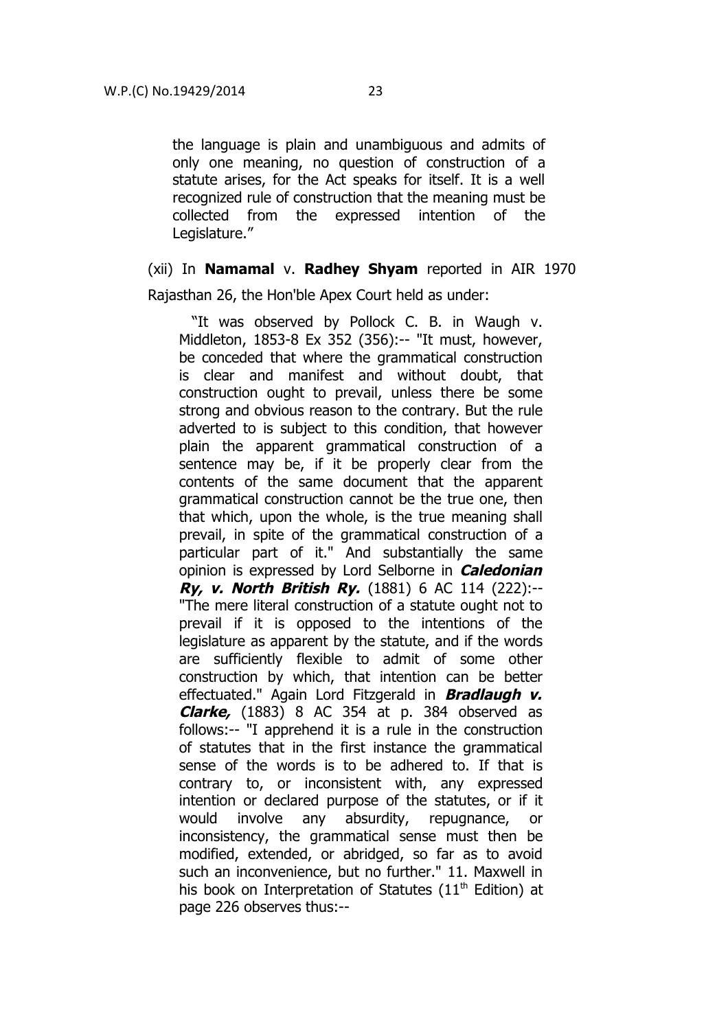the language is plain and unambiguous and admits of only one meaning, no question of construction of a statute arises, for the Act speaks for itself. It is a well recognized rule of construction that the meaning must be collected from the expressed intention of the Legislature."

(xii) In **Namamal** v. **Radhey Shyam** reported in AIR 1970 Rajasthan 26, the Hon'ble Apex Court held as under:

> "It was observed by Pollock C. B. in Waugh v. Middleton, 1853-8 Ex 352 (356):-- "It must, however, be conceded that where the grammatical construction is clear and manifest and without doubt, that construction ought to prevail, unless there be some strong and obvious reason to the contrary. But the rule adverted to is subject to this condition, that however plain the apparent grammatical construction of a sentence may be, if it be properly clear from the contents of the same document that the apparent grammatical construction cannot be the true one, then that which, upon the whole, is the true meaning shall prevail, in spite of the grammatical construction of a particular part of it." And substantially the same opinion is expressed by Lord Selborne in ***Caledonian Ry, v. North British Ry.*** (1881) 6 AC 114 (222):-- "The mere literal construction of a statute ought not to prevail if it is opposed to the intentions of the legislature as apparent by the statute, and if the words are sufficiently flexible to admit of some other construction by which, that intention can be better effectuated." Again Lord Fitzgerald in ***Bradlaugh v. Clarke,*** (1883) 8 AC 354 at p. 384 observed as follows:-- "I apprehend it is a rule in the construction of statutes that in the first instance the grammatical sense of the words is to be adhered to. If that is contrary to, or inconsistent with, any expressed intention or declared purpose of the statutes, or if it would involve any absurdity, repugnance, or inconsistency, the grammatical sense must then be modified, extended, or abridged, so far as to avoid such an inconvenience, but no further." 11. Maxwell in his book on Interpretation of Statutes (11th Edition) at page 226 observes thus:--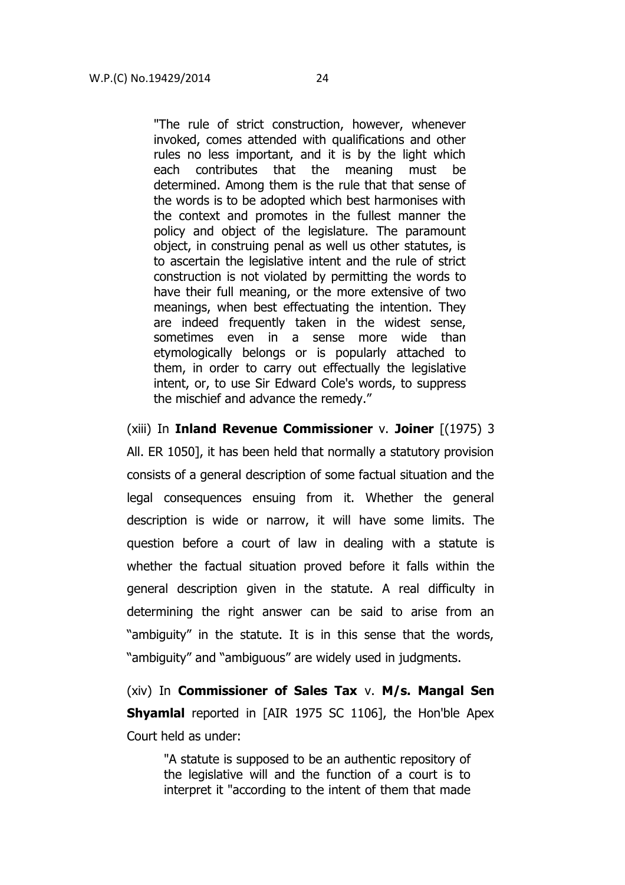> "The rule of strict construction, however, whenever invoked, comes attended with qualifications and other rules no less important, and it is by the light which each contributes that the meaning must be determined. Among them is the rule that that sense of the words is to be adopted which best harmonises with the context and promotes in the fullest manner the policy and object of the legislature. The paramount object, in construing penal as well us other statutes, is to ascertain the legislative intent and the rule of strict construction is not violated by permitting the words to have their full meaning, or the more extensive of two meanings, when best effectuating the intention. They are indeed frequently taken in the widest sense, sometimes even in a sense more wide than etymologically belongs or is popularly attached to them, in order to carry out effectually the legislative intent, or, to use Sir Edward Cole's words, to suppress the mischief and advance the remedy."

(xiii) In **Inland Revenue Commissioner** v. **Joiner** [(1975) 3 All. ER 1050], it has been held that normally a statutory provision consists of a general description of some factual situation and the legal consequences ensuing from it. Whether the general description is wide or narrow, it will have some limits. The question before a court of law in dealing with a statute is whether the factual situation proved before it falls within the general description given in the statute. A real difficulty in determining the right answer can be said to arise from an "ambiguity" in the statute. It is in this sense that the words, "ambiguity" and "ambiguous" are widely used in judgments.

(xiv) In **Commissioner of Sales Tax** v. **M/s. Mangal Sen Shyamlal** reported in [AIR 1975 SC 1106], the Hon'ble Apex Court held as under:

> "A statute is supposed to be an authentic repository of the legislative will and the function of a court is to interpret it "according to the intent of them that made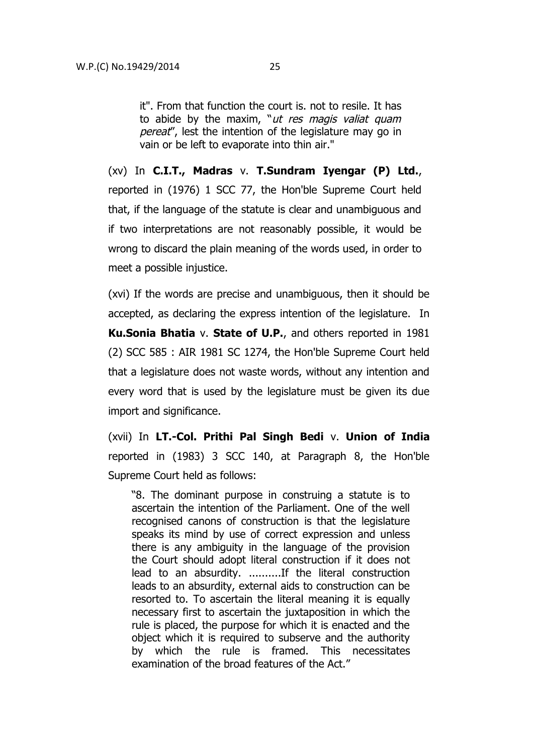> it". From that function the court is. not to resile. It has to abide by the maxim, "*ut res magis valiat quam pereat*", lest the intention of the legislature may go in vain or be left to evaporate into thin air."

(xv) In **C.I.T., Madras** v. **T.Sundram Iyengar (P) Ltd.**, reported in (1976) 1 SCC 77, the Hon'ble Supreme Court held that, if the language of the statute is clear and unambiguous and if two interpretations are not reasonably possible, it would be wrong to discard the plain meaning of the words used, in order to meet a possible injustice.

(xvi) If the words are precise and unambiguous, then it should be accepted, as declaring the express intention of the legislature. In **Ku.Sonia Bhatia** v. **State of U.P.**, and others reported in 1981 (2) SCC 585 : AIR 1981 SC 1274, the Hon'ble Supreme Court held that a legislature does not waste words, without any intention and every word that is used by the legislature must be given its due import and significance.

(xvii) In **LT.-Col. Prithi Pal Singh Bedi** v. **Union of India** reported in (1983) 3 SCC 140, at Paragraph 8, the Hon'ble Supreme Court held as follows:

> "8. The dominant purpose in construing a statute is to ascertain the intention of the Parliament. One of the well recognised canons of construction is that the legislature speaks its mind by use of correct expression and unless there is any ambiguity in the language of the provision the Court should adopt literal construction if it does not lead to an absurdity. ..........If the literal construction leads to an absurdity, external aids to construction can be resorted to. To ascertain the literal meaning it is equally necessary first to ascertain the juxtaposition in which the rule is placed, the purpose for which it is enacted and the object which it is required to subserve and the authority by which the rule is framed. This necessitates examination of the broad features of the Act."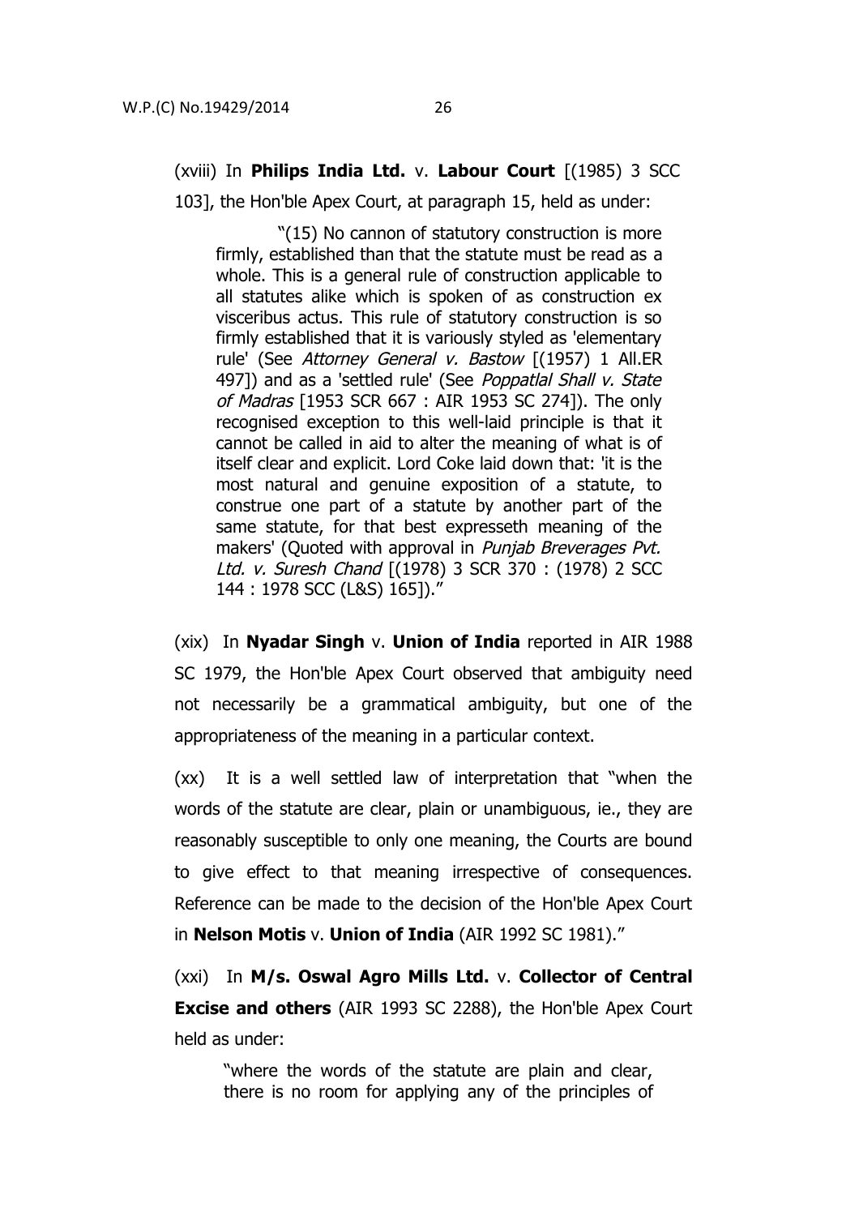(xviii) In **Philips India Ltd.** v. **Labour Court** [(1985) 3 SCC 103], the Hon'ble Apex Court, at paragraph 15, held as under:

> "(15) No cannon of statutory construction is more firmly, established than that the statute must be read as a whole. This is a general rule of construction applicable to all statutes alike which is spoken of as construction ex visceribus actus. This rule of statutory construction is so firmly established that it is variously styled as 'elementary rule' (See *Attorney General v. Bastow* [(1957) 1 All.ER 497]) and as a 'settled rule' (See *Poppatlal Shall v. State of Madras* [1953 SCR 667 : AIR 1953 SC 274]). The only recognised exception to this well-laid principle is that it cannot be called in aid to alter the meaning of what is of itself clear and explicit. Lord Coke laid down that: 'it is the most natural and genuine exposition of a statute, to construe one part of a statute by another part of the same statute, for that best expresseth meaning of the makers' (Quoted with approval in *Punjab Breverages Pvt. Ltd. v. Suresh Chand* [(1978) 3 SCR 370 : (1978) 2 SCC 144 : 1978 SCC (L&S) 165])."

(xix) In **Nyadar Singh** v. **Union of India** reported in AIR 1988 SC 1979, the Hon'ble Apex Court observed that ambiguity need not necessarily be a grammatical ambiguity, but one of the appropriateness of the meaning in a particular context.

(xx) It is a well settled law of interpretation that "when the words of the statute are clear, plain or unambiguous, ie., they are reasonably susceptible to only one meaning, the Courts are bound to give effect to that meaning irrespective of consequences. Reference can be made to the decision of the Hon'ble Apex Court in **Nelson Motis** v. **Union of India** (AIR 1992 SC 1981)."

(xxi) In **M/s. Oswal Agro Mills Ltd.** v. **Collector of Central Excise and others** (AIR 1993 SC 2288), the Hon'ble Apex Court held as under:

> "where the words of the statute are plain and clear, there is no room for applying any of the principles of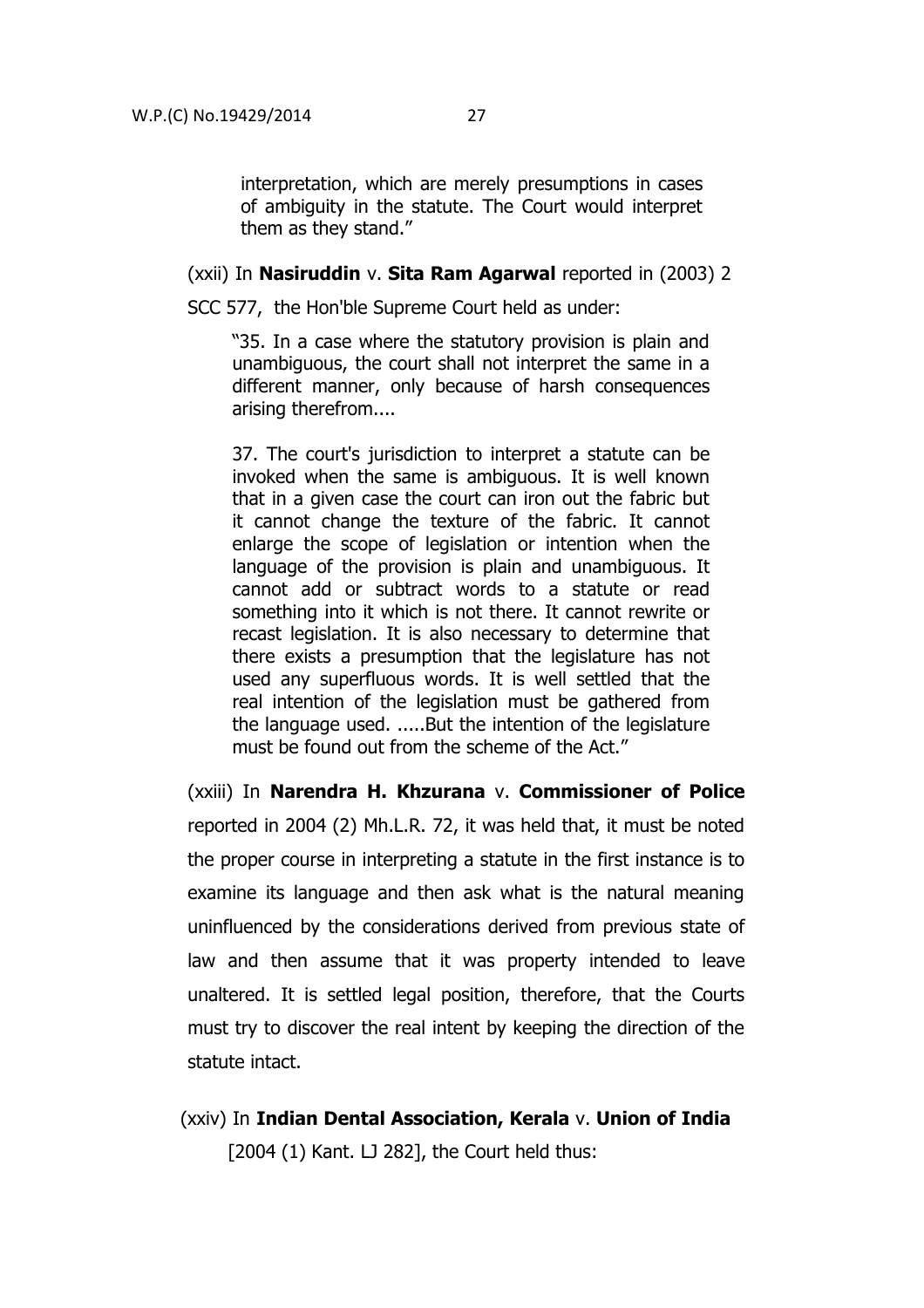> interpretation, which are merely presumptions in cases of ambiguity in the statute. The Court would interpret them as they stand."

(xxii) In **Nasiruddin** v. **Sita Ram Agarwal** reported in (2003) 2 SCC 577, the Hon'ble Supreme Court held as under:

> "35. In a case where the statutory provision is plain and unambiguous, the court shall not interpret the same in a different manner, only because of harsh consequences arising therefrom....
>
> 37. The court's jurisdiction to interpret a statute can be invoked when the same is ambiguous. It is well known that in a given case the court can iron out the fabric but it cannot change the texture of the fabric. It cannot enlarge the scope of legislation or intention when the language of the provision is plain and unambiguous. It cannot add or subtract words to a statute or read something into it which is not there. It cannot rewrite or recast legislation. It is also necessary to determine that there exists a presumption that the legislature has not used any superfluous words. It is well settled that the real intention of the legislation must be gathered from the language used. .....But the intention of the legislature must be found out from the scheme of the Act."

(xxiii) In **Narendra H. Khzurana** v. **Commissioner of Police** reported in 2004 (2) Mh.L.R. 72, it was held that, it must be noted the proper course in interpreting a statute in the first instance is to examine its language and then ask what is the natural meaning uninfluenced by the considerations derived from previous state of law and then assume that it was property intended to leave unaltered. It is settled legal position, therefore, that the Courts must try to discover the real intent by keeping the direction of the statute intact.

(xxiv) In **Indian Dental Association, Kerala** v. **Union of India** [2004 (1) Kant. LJ 282], the Court held thus: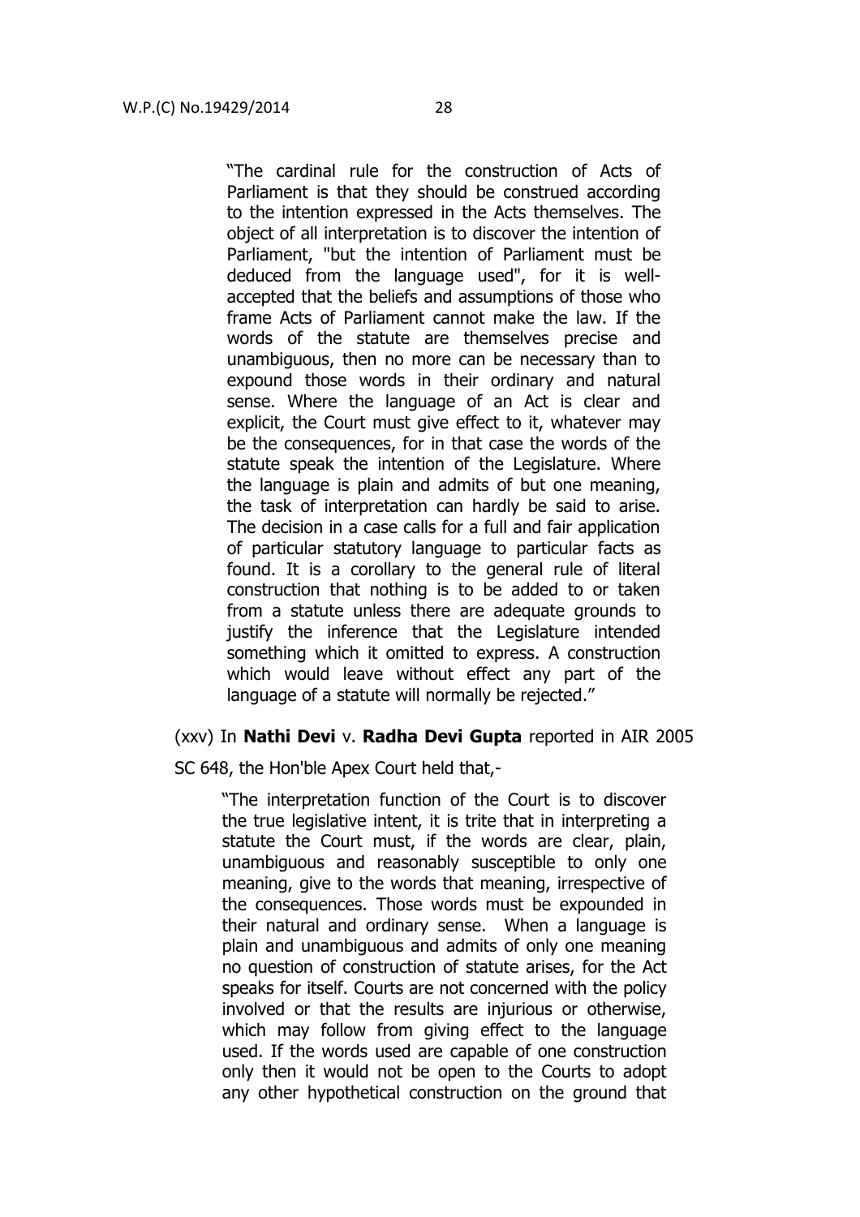"The cardinal rule for the construction of Acts of Parliament is that they should be construed according to the intention expressed in the Acts themselves. The object of all interpretation is to discover the intention of Parliament, "but the intention of Parliament must be deduced from the language used", for it is well-accepted that the beliefs and assumptions of those who frame Acts of Parliament cannot make the law. If the words of the statute are themselves precise and unambiguous, then no more can be necessary than to expound those words in their ordinary and natural sense. Where the language of an Act is clear and explicit, the Court must give effect to it, whatever may be the consequences, for in that case the words of the statute speak the intention of the Legislature. Where the language is plain and admits of but one meaning, the task of interpretation can hardly be said to arise. The decision in a case calls for a full and fair application of particular statutory language to particular facts as found. It is a corollary to the general rule of literal construction that nothing is to be added to or taken from a statute unless there are adequate grounds to justify the inference that the Legislature intended something which it omitted to express. A construction which would leave without effect any part of the language of a statute will normally be rejected."

(xxv) In **Nathi Devi** v. **Radha Devi Gupta** reported in AIR 2005 SC 648, the Hon'ble Apex Court held that,-

"The interpretation function of the Court is to discover the true legislative intent, it is trite that in interpreting a statute the Court must, if the words are clear, plain, unambiguous and reasonably susceptible to only one meaning, give to the words that meaning, irrespective of the consequences. Those words must be expounded in their natural and ordinary sense. When a language is plain and unambiguous and admits of only one meaning no question of construction of statute arises, for the Act speaks for itself. Courts are not concerned with the policy involved or that the results are injurious or otherwise, which may follow from giving effect to the language used. If the words used are capable of one construction only then it would not be open to the Courts to adopt any other hypothetical construction on the ground that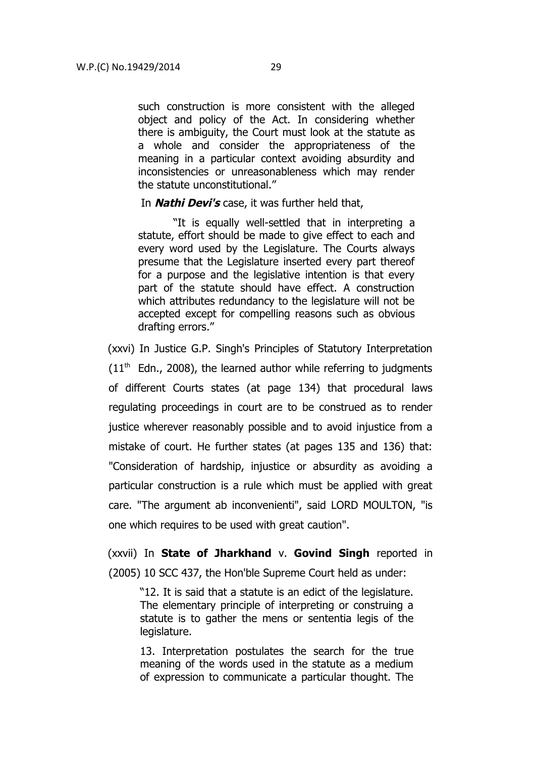> such construction is more consistent with the alleged object and policy of the Act. In considering whether there is ambiguity, the Court must look at the statute as a whole and consider the appropriateness of the meaning in a particular context avoiding absurdity and inconsistencies or unreasonableness which may render the statute unconstitutional."

In ***Nathi Devi's*** case, it was further held that,

> "It is equally well-settled that in interpreting a statute, effort should be made to give effect to each and every word used by the Legislature. The Courts always presume that the Legislature inserted every part thereof for a purpose and the legislative intention is that every part of the statute should have effect. A construction which attributes redundancy to the legislature will not be accepted except for compelling reasons such as obvious drafting errors."

(xxvi) In Justice G.P. Singh's Principles of Statutory Interpretation (11th Edn., 2008), the learned author while referring to judgments of different Courts states (at page 134) that procedural laws regulating proceedings in court are to be construed as to render justice wherever reasonably possible and to avoid injustice from a mistake of court. He further states (at pages 135 and 136) that: "Consideration of hardship, injustice or absurdity as avoiding a particular construction is a rule which must be applied with great care. "The argument ab inconvenienti", said LORD MOULTON, "is one which requires to be used with great caution".

(xxvii) In **State of Jharkhand** v. **Govind Singh** reported in (2005) 10 SCC 437, the Hon'ble Supreme Court held as under:

> "12. It is said that a statute is an edict of the legislature. The elementary principle of interpreting or construing a statute is to gather the mens or sententia legis of the legislature.
>
> 13. Interpretation postulates the search for the true meaning of the words used in the statute as a medium of expression to communicate a particular thought. The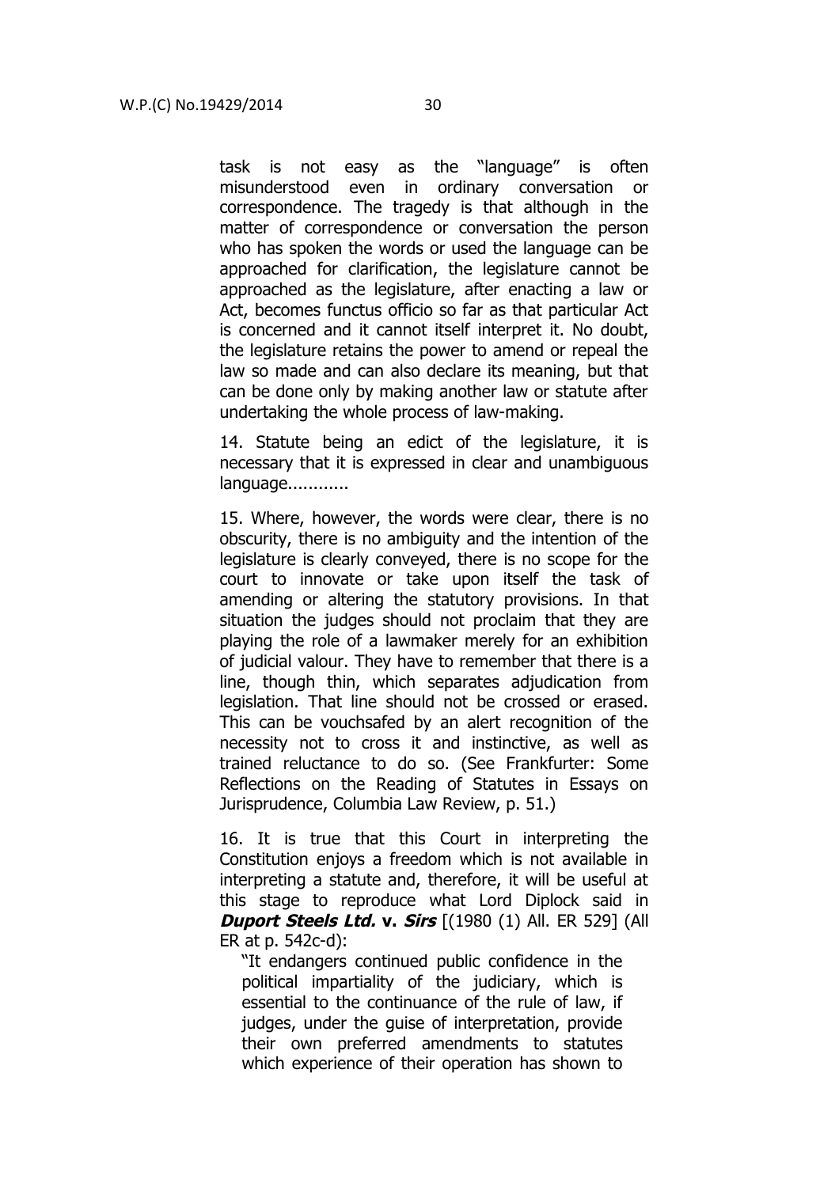task is not easy as the "language" is often misunderstood even in ordinary conversation or correspondence. The tragedy is that although in the matter of correspondence or conversation the person who has spoken the words or used the language can be approached for clarification, the legislature cannot be approached as the legislature, after enacting a law or Act, becomes functus officio so far as that particular Act is concerned and it cannot itself interpret it. No doubt, the legislature retains the power to amend or repeal the law so made and can also declare its meaning, but that can be done only by making another law or statute after undertaking the whole process of law-making.

14. Statute being an edict of the legislature, it is necessary that it is expressed in clear and unambiguous language............

15. Where, however, the words were clear, there is no obscurity, there is no ambiguity and the intention of the legislature is clearly conveyed, there is no scope for the court to innovate or take upon itself the task of amending or altering the statutory provisions. In that situation the judges should not proclaim that they are playing the role of a lawmaker merely for an exhibition of judicial valour. They have to remember that there is a line, though thin, which separates adjudication from legislation. That line should not be crossed or erased. This can be vouchsafed by an alert recognition of the necessity not to cross it and instinctive, as well as trained reluctance to do so. (See Frankfurter: Some Reflections on the Reading of Statutes in Essays on Jurisprudence, Columbia Law Review, p. 51.)

16. It is true that this Court in interpreting the Constitution enjoys a freedom which is not available in interpreting a statute and, therefore, it will be useful at this stage to reproduce what Lord Diplock said in ***Duport Steels Ltd.* v. *Sirs*** [(1980 (1) All. ER 529] (All ER at p. 542c-d):

"It endangers continued public confidence in the political impartiality of the judiciary, which is essential to the continuance of the rule of law, if judges, under the guise of interpretation, provide their own preferred amendments to statutes which experience of their operation has shown to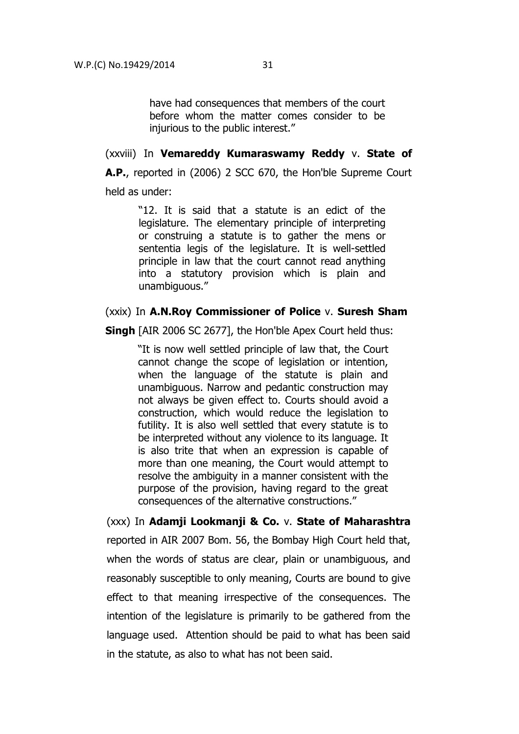> have had consequences that members of the court before whom the matter comes consider to be injurious to the public interest."

(xxviii) In **Vemareddy Kumaraswamy Reddy** v. **State of A.P.**, reported in (2006) 2 SCC 670, the Hon'ble Supreme Court held as under:

> "12. It is said that a statute is an edict of the legislature. The elementary principle of interpreting or construing a statute is to gather the mens or sententia legis of the legislature. It is well-settled principle in law that the court cannot read anything into a statutory provision which is plain and unambiguous."

(xxix) In **A.N.Roy Commissioner of Police** v. **Suresh Sham Singh** [AIR 2006 SC 2677], the Hon'ble Apex Court held thus:

> "It is now well settled principle of law that, the Court cannot change the scope of legislation or intention, when the language of the statute is plain and unambiguous. Narrow and pedantic construction may not always be given effect to. Courts should avoid a construction, which would reduce the legislation to futility. It is also well settled that every statute is to be interpreted without any violence to its language. It is also trite that when an expression is capable of more than one meaning, the Court would attempt to resolve the ambiguity in a manner consistent with the purpose of the provision, having regard to the great consequences of the alternative constructions."

(xxx) In **Adamji Lookmanji & Co.** v. **State of Maharashtra** reported in AIR 2007 Bom. 56, the Bombay High Court held that, when the words of status are clear, plain or unambiguous, and reasonably susceptible to only meaning, Courts are bound to give effect to that meaning irrespective of the consequences. The intention of the legislature is primarily to be gathered from the language used. Attention should be paid to what has been said in the statute, as also to what has not been said.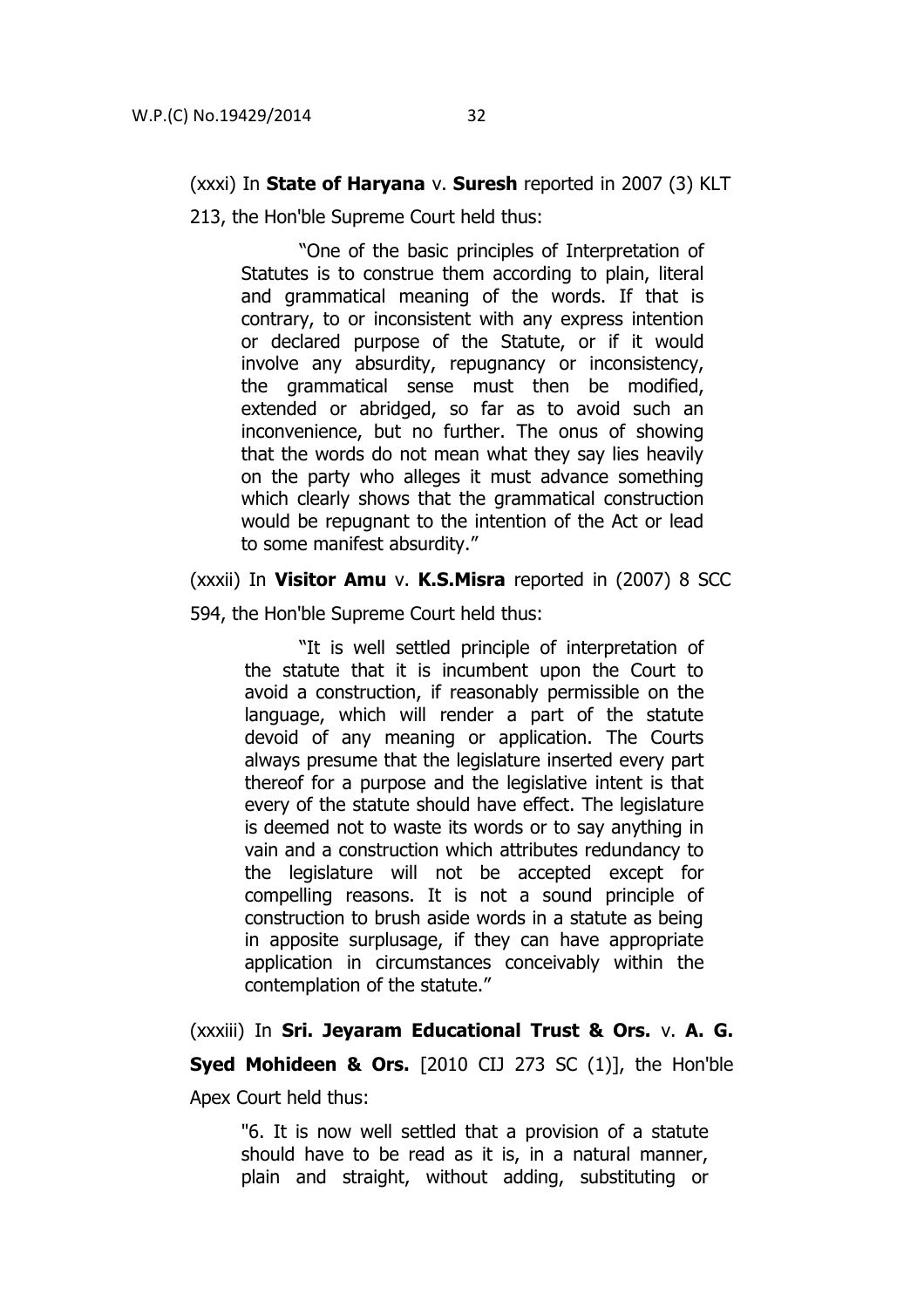(xxxi) In **State of Haryana** v. **Suresh** reported in 2007 (3) KLT 213, the Hon'ble Supreme Court held thus:

> "One of the basic principles of Interpretation of Statutes is to construe them according to plain, literal and grammatical meaning of the words. If that is contrary, to or inconsistent with any express intention or declared purpose of the Statute, or if it would involve any absurdity, repugnancy or inconsistency, the grammatical sense must then be modified, extended or abridged, so far as to avoid such an inconvenience, but no further. The onus of showing that the words do not mean what they say lies heavily on the party who alleges it must advance something which clearly shows that the grammatical construction would be repugnant to the intention of the Act or lead to some manifest absurdity."

(xxxii) In **Visitor Amu** v. **K.S.Misra** reported in (2007) 8 SCC 594, the Hon'ble Supreme Court held thus:

> "It is well settled principle of interpretation of the statute that it is incumbent upon the Court to avoid a construction, if reasonably permissible on the language, which will render a part of the statute devoid of any meaning or application. The Courts always presume that the legislature inserted every part thereof for a purpose and the legislative intent is that every of the statute should have effect. The legislature is deemed not to waste its words or to say anything in vain and a construction which attributes redundancy to the legislature will not be accepted except for compelling reasons. It is not a sound principle of construction to brush aside words in a statute as being in apposite surplusage, if they can have appropriate application in circumstances conceivably within the contemplation of the statute."

(xxxiii) In **Sri. Jeyaram Educational Trust & Ors.** v. **A. G. Syed Mohideen & Ors.** [2010 CIJ 273 SC (1)], the Hon'ble Apex Court held thus:

> "6. It is now well settled that a provision of a statute should have to be read as it is, in a natural manner, plain and straight, without adding, substituting or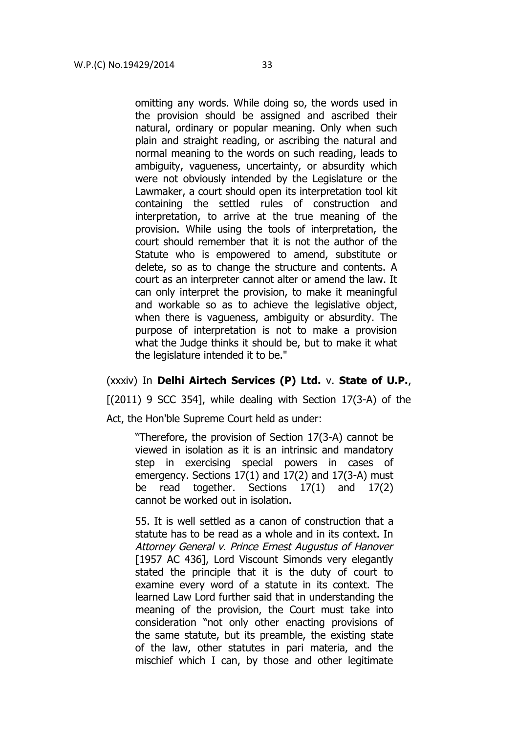> omitting any words. While doing so, the words used in the provision should be assigned and ascribed their natural, ordinary or popular meaning. Only when such plain and straight reading, or ascribing the natural and normal meaning to the words on such reading, leads to ambiguity, vagueness, uncertainty, or absurdity which were not obviously intended by the Legislature or the Lawmaker, a court should open its interpretation tool kit containing the settled rules of construction and interpretation, to arrive at the true meaning of the provision. While using the tools of interpretation, the court should remember that it is not the author of the Statute who is empowered to amend, substitute or delete, so as to change the structure and contents. A court as an interpreter cannot alter or amend the law. It can only interpret the provision, to make it meaningful and workable so as to achieve the legislative object, when there is vagueness, ambiguity or absurdity. The purpose of interpretation is not to make a provision what the Judge thinks it should be, but to make it what the legislature intended it to be."

(xxxiv) In **Delhi Airtech Services (P) Ltd.** v. **State of U.P.**, [(2011) 9 SCC 354], while dealing with Section 17(3-A) of the Act, the Hon'ble Supreme Court held as under:

> "Therefore, the provision of Section 17(3-A) cannot be viewed in isolation as it is an intrinsic and mandatory step in exercising special powers in cases of emergency. Sections 17(1) and 17(2) and 17(3-A) must be read together. Sections 17(1) and 17(2) cannot be worked out in isolation.
>
> 55. It is well settled as a canon of construction that a statute has to be read as a whole and in its context. In *Attorney General v. Prince Ernest Augustus of Hanover* [1957 AC 436], Lord Viscount Simonds very elegantly stated the principle that it is the duty of court to examine every word of a statute in its context. The learned Law Lord further said that in understanding the meaning of the provision, the Court must take into consideration "not only other enacting provisions of the same statute, but its preamble, the existing state of the law, other statutes in pari materia, and the mischief which I can, by those and other legitimate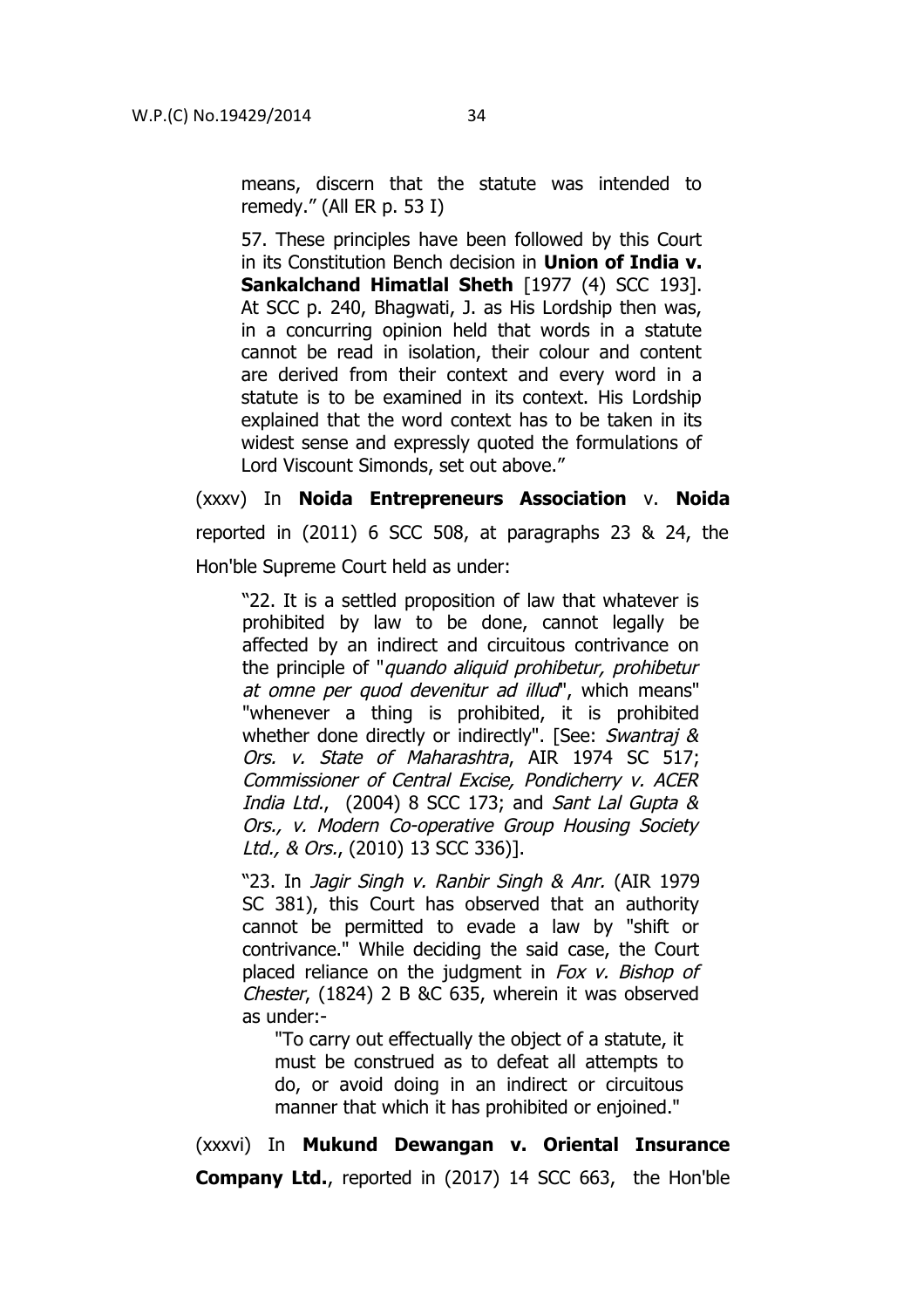means, discern that the statute was intended to remedy." (All ER p. 53 I)

> 57. These principles have been followed by this Court in its Constitution Bench decision in **Union of India v. Sankalchand Himatlal Sheth** [1977 (4) SCC 193]. At SCC p. 240, Bhagwati, J. as His Lordship then was, in a concurring opinion held that words in a statute cannot be read in isolation, their colour and content are derived from their context and every word in a statute is to be examined in its context. His Lordship explained that the word context has to be taken in its widest sense and expressly quoted the formulations of Lord Viscount Simonds, set out above."

(xxxv) In **Noida Entrepreneurs Association** v. **Noida** reported in (2011) 6 SCC 508, at paragraphs 23 & 24, the Hon'ble Supreme Court held as under:

> "22. It is a settled proposition of law that whatever is prohibited by law to be done, cannot legally be affected by an indirect and circuitous contrivance on the principle of "*quando aliquid prohibetur, prohibetur at omne per quod devenitur ad illud*", which means" "whenever a thing is prohibited, it is prohibited whether done directly or indirectly". [See: *Swantraj & Ors. v. State of Maharashtra*, AIR 1974 SC 517; *Commissioner of Central Excise, Pondicherry v. ACER India Ltd.*, (2004) 8 SCC 173; and *Sant Lal Gupta & Ors., v. Modern Co-operative Group Housing Society Ltd., & Ors.*, (2010) 13 SCC 336)].
>
> "23. In *Jagir Singh v. Ranbir Singh & Anr.* (AIR 1979 SC 381), this Court has observed that an authority cannot be permitted to evade a law by "shift or contrivance." While deciding the said case, the Court placed reliance on the judgment in *Fox v. Bishop of Chester*, (1824) 2 B &C 635, wherein it was observed as under:-
>
> > "To carry out effectually the object of a statute, it must be construed as to defeat all attempts to do, or avoid doing in an indirect or circuitous manner that which it has prohibited or enjoined."

(xxxvi) In **Mukund Dewangan v. Oriental Insurance Company Ltd.**, reported in (2017) 14 SCC 663, the Hon'ble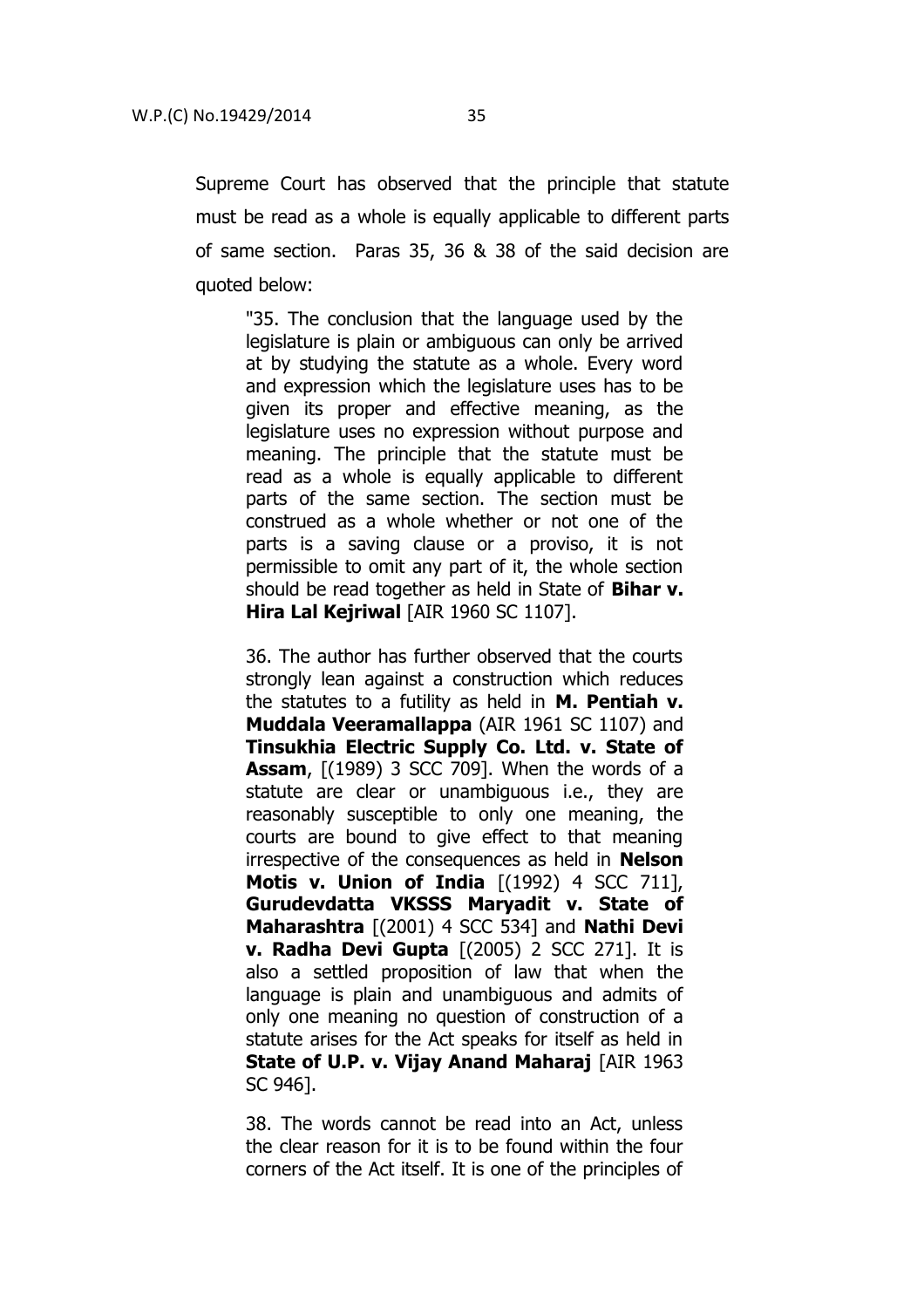Supreme Court has observed that the principle that statute must be read as a whole is equally applicable to different parts of same section. Paras 35, 36 & 38 of the said decision are quoted below:

> "35. The conclusion that the language used by the legislature is plain or ambiguous can only be arrived at by studying the statute as a whole. Every word and expression which the legislature uses has to be given its proper and effective meaning, as the legislature uses no expression without purpose and meaning. The principle that the statute must be read as a whole is equally applicable to different parts of the same section. The section must be construed as a whole whether or not one of the parts is a saving clause or a proviso, it is not permissible to omit any part of it, the whole section should be read together as held in State of **Bihar v. Hira Lal Kejriwal** [AIR 1960 SC 1107].
>
> 36. The author has further observed that the courts strongly lean against a construction which reduces the statutes to a futility as held in **M. Pentiah v. Muddala Veeramallappa** (AIR 1961 SC 1107) and **Tinsukhia Electric Supply Co. Ltd. v. State of Assam**, [(1989) 3 SCC 709]. When the words of a statute are clear or unambiguous i.e., they are reasonably susceptible to only one meaning, the courts are bound to give effect to that meaning irrespective of the consequences as held in **Nelson Motis v. Union of India** [(1992) 4 SCC 711], **Gurudevdatta VKSSS Maryadit v. State of Maharashtra** [(2001) 4 SCC 534] and **Nathi Devi v. Radha Devi Gupta** [(2005) 2 SCC 271]. It is also a settled proposition of law that when the language is plain and unambiguous and admits of only one meaning no question of construction of a statute arises for the Act speaks for itself as held in **State of U.P. v. Vijay Anand Maharaj** [AIR 1963 SC 946].
>
> 38. The words cannot be read into an Act, unless the clear reason for it is to be found within the four corners of the Act itself. It is one of the principles of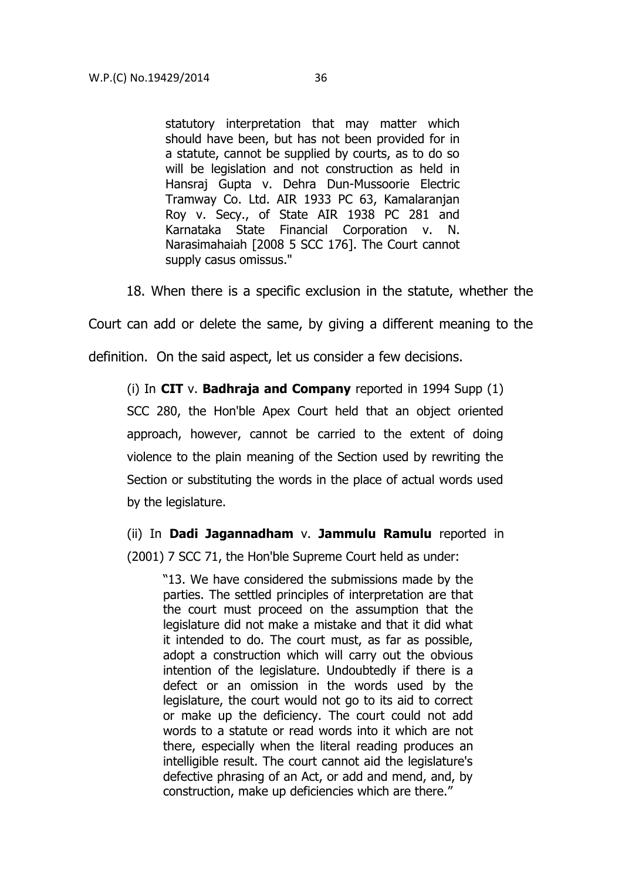> statutory interpretation that may matter which should have been, but has not been provided for in a statute, cannot be supplied by courts, as to do so will be legislation and not construction as held in Hansraj Gupta v. Dehra Dun-Mussoorie Electric Tramway Co. Ltd. AIR 1933 PC 63, Kamalaranjan Roy v. Secy., of State AIR 1938 PC 281 and Karnataka State Financial Corporation v. N. Narasimahaiah [2008 5 SCC 176]. The Court cannot supply casus omissus."

18. When there is a specific exclusion in the statute, whether the Court can add or delete the same, by giving a different meaning to the definition. On the said aspect, let us consider a few decisions.

(i) In **CIT** v. **Badhraja and Company** reported in 1994 Supp (1) SCC 280, the Hon'ble Apex Court held that an object oriented approach, however, cannot be carried to the extent of doing violence to the plain meaning of the Section used by rewriting the Section or substituting the words in the place of actual words used by the legislature.

(ii) In **Dadi Jagannadham** v. **Jammulu Ramulu** reported in (2001) 7 SCC 71, the Hon'ble Supreme Court held as under:

> "13. We have considered the submissions made by the parties. The settled principles of interpretation are that the court must proceed on the assumption that the legislature did not make a mistake and that it did what it intended to do. The court must, as far as possible, adopt a construction which will carry out the obvious intention of the legislature. Undoubtedly if there is a defect or an omission in the words used by the legislature, the court would not go to its aid to correct or make up the deficiency. The court could not add words to a statute or read words into it which are not there, especially when the literal reading produces an intelligible result. The court cannot aid the legislature's defective phrasing of an Act, or add and mend, and, by construction, make up deficiencies which are there."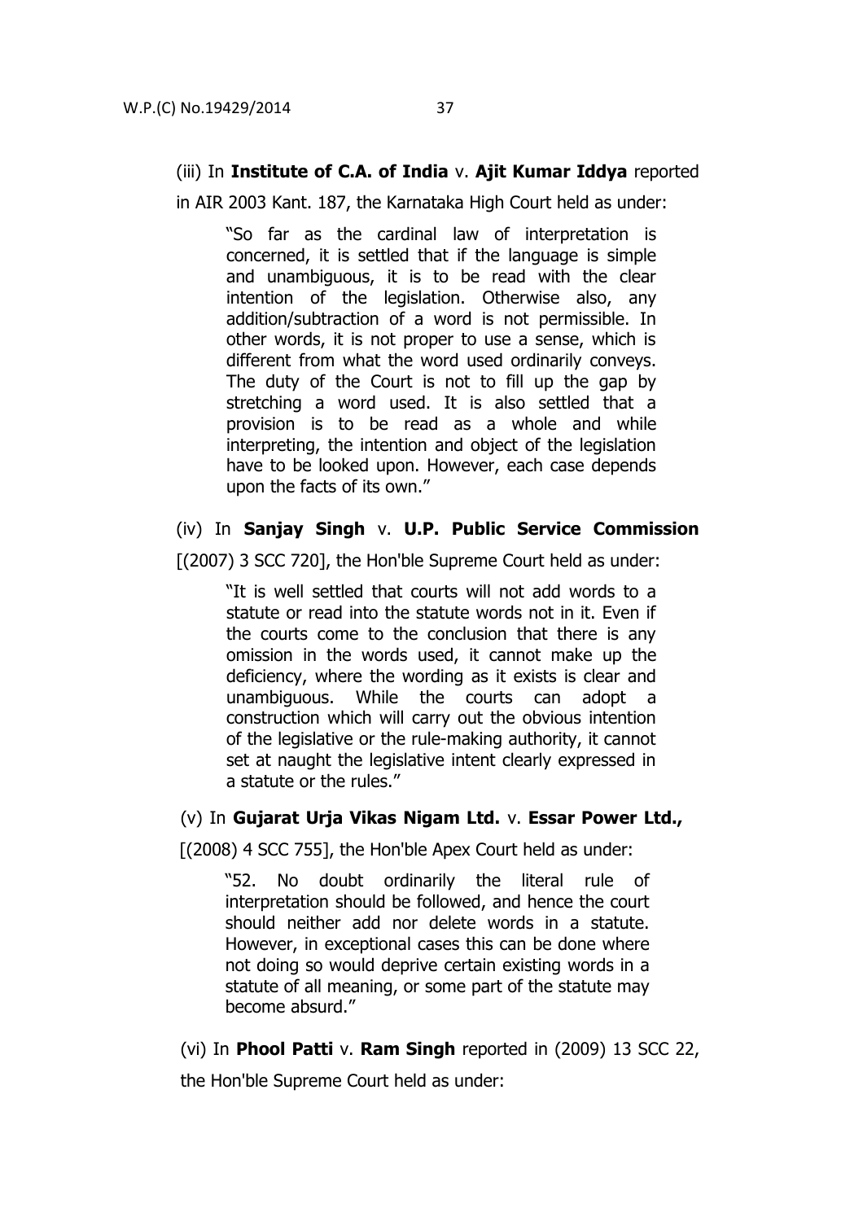(iii) In **Institute of C.A. of India** v. **Ajit Kumar Iddya** reported in AIR 2003 Kant. 187, the Karnataka High Court held as under:

> "So far as the cardinal law of interpretation is concerned, it is settled that if the language is simple and unambiguous, it is to be read with the clear intention of the legislation. Otherwise also, any addition/subtraction of a word is not permissible. In other words, it is not proper to use a sense, which is different from what the word used ordinarily conveys. The duty of the Court is not to fill up the gap by stretching a word used. It is also settled that a provision is to be read as a whole and while interpreting, the intention and object of the legislation have to be looked upon. However, each case depends upon the facts of its own."

(iv) In **Sanjay Singh** v. **U.P. Public Service Commission** [(2007) 3 SCC 720], the Hon'ble Supreme Court held as under:

> "It is well settled that courts will not add words to a statute or read into the statute words not in it. Even if the courts come to the conclusion that there is any omission in the words used, it cannot make up the deficiency, where the wording as it exists is clear and unambiguous. While the courts can adopt a construction which will carry out the obvious intention of the legislative or the rule-making authority, it cannot set at naught the legislative intent clearly expressed in a statute or the rules."

(v) In **Gujarat Urja Vikas Nigam Ltd.** v. **Essar Power Ltd.,** [(2008) 4 SCC 755], the Hon'ble Apex Court held as under:

> "52. No doubt ordinarily the literal rule of interpretation should be followed, and hence the court should neither add nor delete words in a statute. However, in exceptional cases this can be done where not doing so would deprive certain existing words in a statute of all meaning, or some part of the statute may become absurd."

(vi) In **Phool Patti** v. **Ram Singh** reported in (2009) 13 SCC 22, the Hon'ble Supreme Court held as under: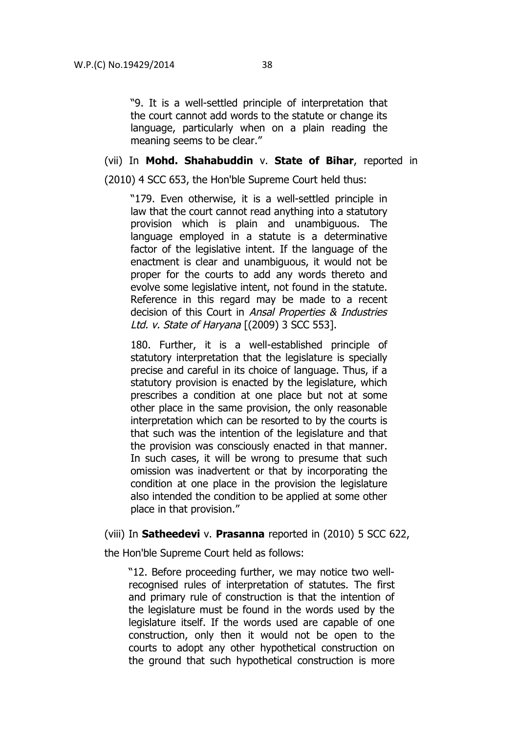> "9. It is a well-settled principle of interpretation that the court cannot add words to the statute or change its language, particularly when on a plain reading the meaning seems to be clear."

(vii) In **Mohd. Shahabuddin** v. **State of Bihar**, reported in (2010) 4 SCC 653, the Hon'ble Supreme Court held thus:

> "179. Even otherwise, it is a well-settled principle in law that the court cannot read anything into a statutory provision which is plain and unambiguous. The language employed in a statute is a determinative factor of the legislative intent. If the language of the enactment is clear and unambiguous, it would not be proper for the courts to add any words thereto and evolve some legislative intent, not found in the statute. Reference in this regard may be made to a recent decision of this Court in *Ansal Properties & Industries Ltd. v. State of Haryana* [(2009) 3 SCC 553].
>
> 180. Further, it is a well-established principle of statutory interpretation that the legislature is specially precise and careful in its choice of language. Thus, if a statutory provision is enacted by the legislature, which prescribes a condition at one place but not at some other place in the same provision, the only reasonable interpretation which can be resorted to by the courts is that such was the intention of the legislature and that the provision was consciously enacted in that manner. In such cases, it will be wrong to presume that such omission was inadvertent or that by incorporating the condition at one place in the provision the legislature also intended the condition to be applied at some other place in that provision."

(viii) In **Satheedevi** v. **Prasanna** reported in (2010) 5 SCC 622, the Hon'ble Supreme Court held as follows:

> "12. Before proceeding further, we may notice two well-recognised rules of interpretation of statutes. The first and primary rule of construction is that the intention of the legislature must be found in the words used by the legislature itself. If the words used are capable of one construction, only then it would not be open to the courts to adopt any other hypothetical construction on the ground that such hypothetical construction is more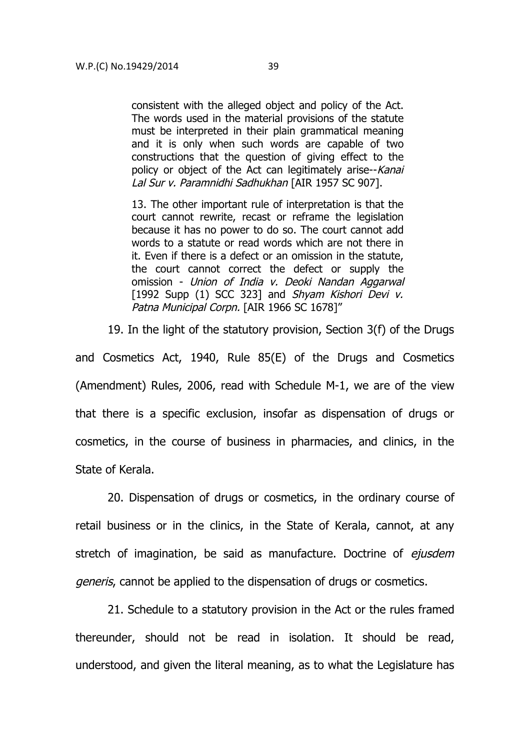> consistent with the alleged object and policy of the Act. The words used in the material provisions of the statute must be interpreted in their plain grammatical meaning and it is only when such words are capable of two constructions that the question of giving effect to the policy or object of the Act can legitimately arise--*Kanai Lal Sur v. Paramnidhi Sadhukhan* [AIR 1957 SC 907].
>
> 13. The other important rule of interpretation is that the court cannot rewrite, recast or reframe the legislation because it has no power to do so. The court cannot add words to a statute or read words which are not there in it. Even if there is a defect or an omission in the statute, the court cannot correct the defect or supply the omission - *Union of India v. Deoki Nandan Aggarwal* [1992 Supp (1) SCC 323] and *Shyam Kishori Devi v. Patna Municipal Corpn.* [AIR 1966 SC 1678]"

19. In the light of the statutory provision, Section 3(f) of the Drugs and Cosmetics Act, 1940, Rule 85(E) of the Drugs and Cosmetics (Amendment) Rules, 2006, read with Schedule M-1, we are of the view that there is a specific exclusion, insofar as dispensation of drugs or cosmetics, in the course of business in pharmacies, and clinics, in the State of Kerala.

20. Dispensation of drugs or cosmetics, in the ordinary course of retail business or in the clinics, in the State of Kerala, cannot, at any stretch of imagination, be said as manufacture. Doctrine of *ejusdem generis*, cannot be applied to the dispensation of drugs or cosmetics.

21. Schedule to a statutory provision in the Act or the rules framed thereunder, should not be read in isolation. It should be read, understood, and given the literal meaning, as to what the Legislature has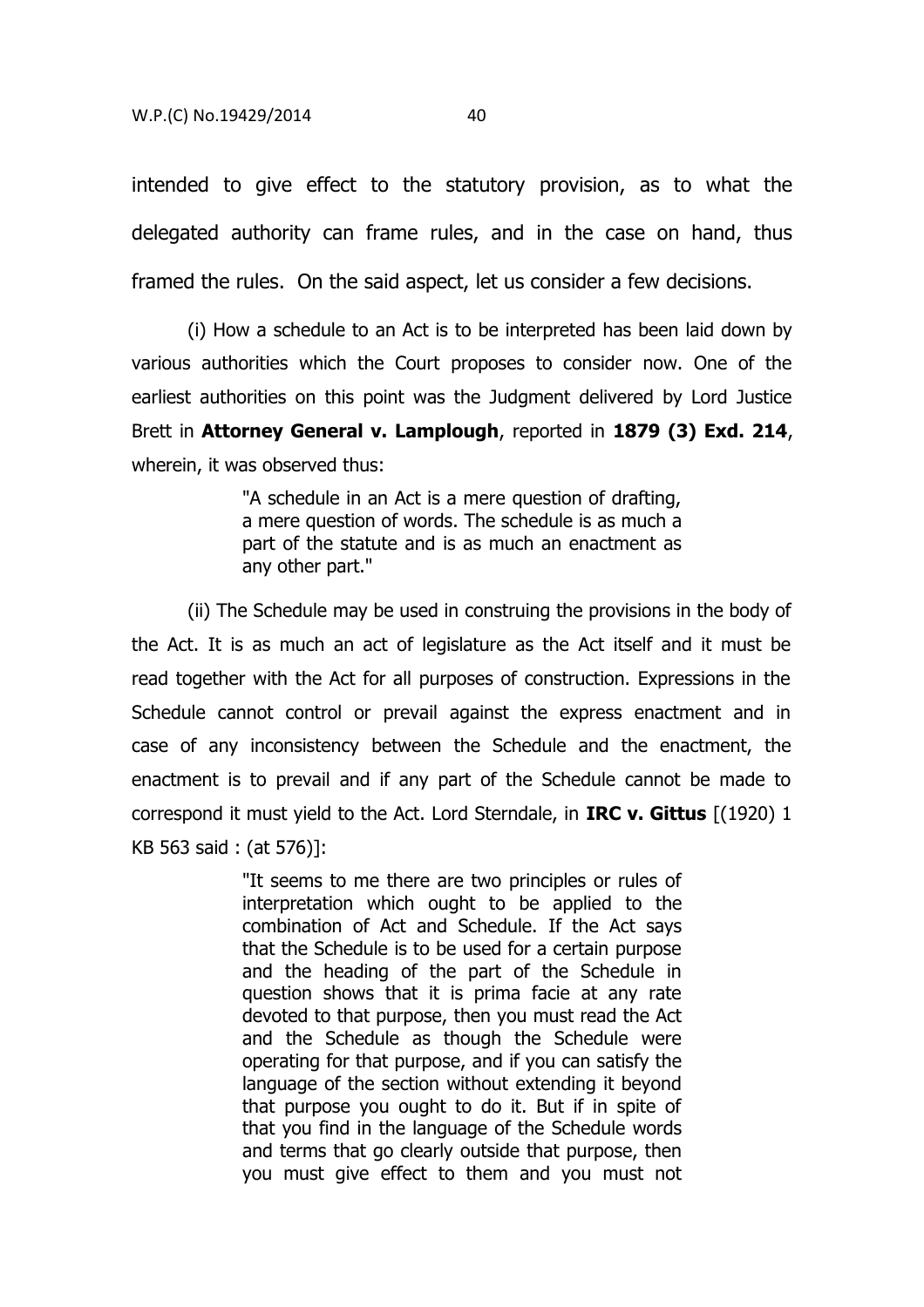intended to give effect to the statutory provision, as to what the delegated authority can frame rules, and in the case on hand, thus framed the rules. On the said aspect, let us consider a few decisions.

(i) How a schedule to an Act is to be interpreted has been laid down by various authorities which the Court proposes to consider now. One of the earliest authorities on this point was the Judgment delivered by Lord Justice Brett in **Attorney General v. Lamplough**, reported in **1879 (3) Exd. 214**, wherein, it was observed thus:

> "A schedule in an Act is a mere question of drafting, a mere question of words. The schedule is as much a part of the statute and is as much an enactment as any other part."

(ii) The Schedule may be used in construing the provisions in the body of the Act. It is as much an act of legislature as the Act itself and it must be read together with the Act for all purposes of construction. Expressions in the Schedule cannot control or prevail against the express enactment and in case of any inconsistency between the Schedule and the enactment, the enactment is to prevail and if any part of the Schedule cannot be made to correspond it must yield to the Act. Lord Sterndale, in **IRC v. Gittus** [(1920) 1 KB 563 said : (at 576)]:

> "It seems to me there are two principles or rules of interpretation which ought to be applied to the combination of Act and Schedule. If the Act says that the Schedule is to be used for a certain purpose and the heading of the part of the Schedule in question shows that it is prima facie at any rate devoted to that purpose, then you must read the Act and the Schedule as though the Schedule were operating for that purpose, and if you can satisfy the language of the section without extending it beyond that purpose you ought to do it. But if in spite of that you find in the language of the Schedule words and terms that go clearly outside that purpose, then you must give effect to them and you must not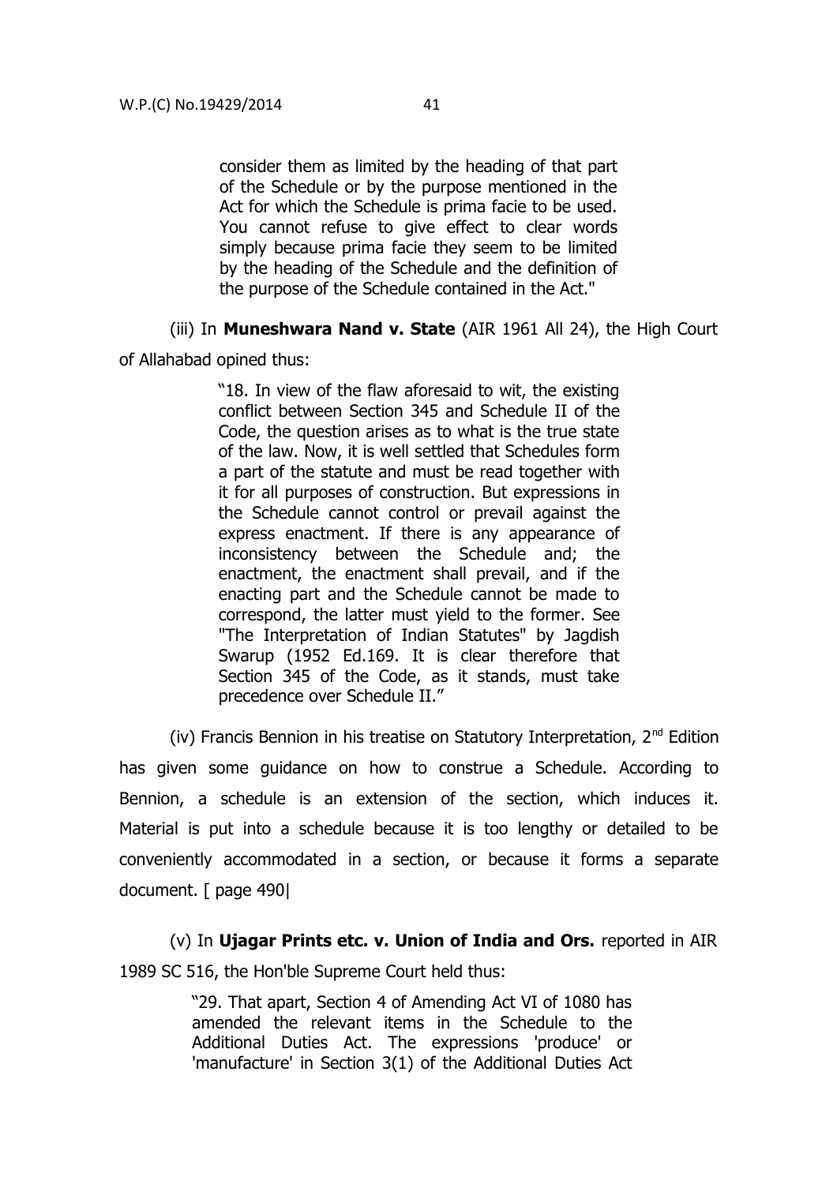> consider them as limited by the heading of that part of the Schedule or by the purpose mentioned in the Act for which the Schedule is prima facie to be used. You cannot refuse to give effect to clear words simply because prima facie they seem to be limited by the heading of the Schedule and the definition of the purpose of the Schedule contained in the Act."

(iii) In **Muneshwara Nand v. State** (AIR 1961 All 24), the High Court of Allahabad opined thus:

> "18. In view of the flaw aforesaid to wit, the existing conflict between Section 345 and Schedule II of the Code, the question arises as to what is the true state of the law. Now, it is well settled that Schedules form a part of the statute and must be read together with it for all purposes of construction. But expressions in the Schedule cannot control or prevail against the express enactment. If there is any appearance of inconsistency between the Schedule and; the enactment, the enactment shall prevail, and if the enacting part and the Schedule cannot be made to correspond, the latter must yield to the former. See "The Interpretation of Indian Statutes" by Jagdish Swarup (1952 Ed.169. It is clear therefore that Section 345 of the Code, as it stands, must take precedence over Schedule II."

(iv) Francis Bennion in his treatise on Statutory Interpretation, 2nd Edition has given some guidance on how to construe a Schedule. According to Bennion, a schedule is an extension of the section, which induces it. Material is put into a schedule because it is too lengthy or detailed to be conveniently accommodated in a section, or because it forms a separate document. [ page 490|

(v) In **Ujagar Prints etc. v. Union of India and Ors.** reported in AIR 1989 SC 516, the Hon'ble Supreme Court held thus:

> "29. That apart, Section 4 of Amending Act VI of 1080 has amended the relevant items in the Schedule to the Additional Duties Act. The expressions 'produce' or 'manufacture' in Section 3(1) of the Additional Duties Act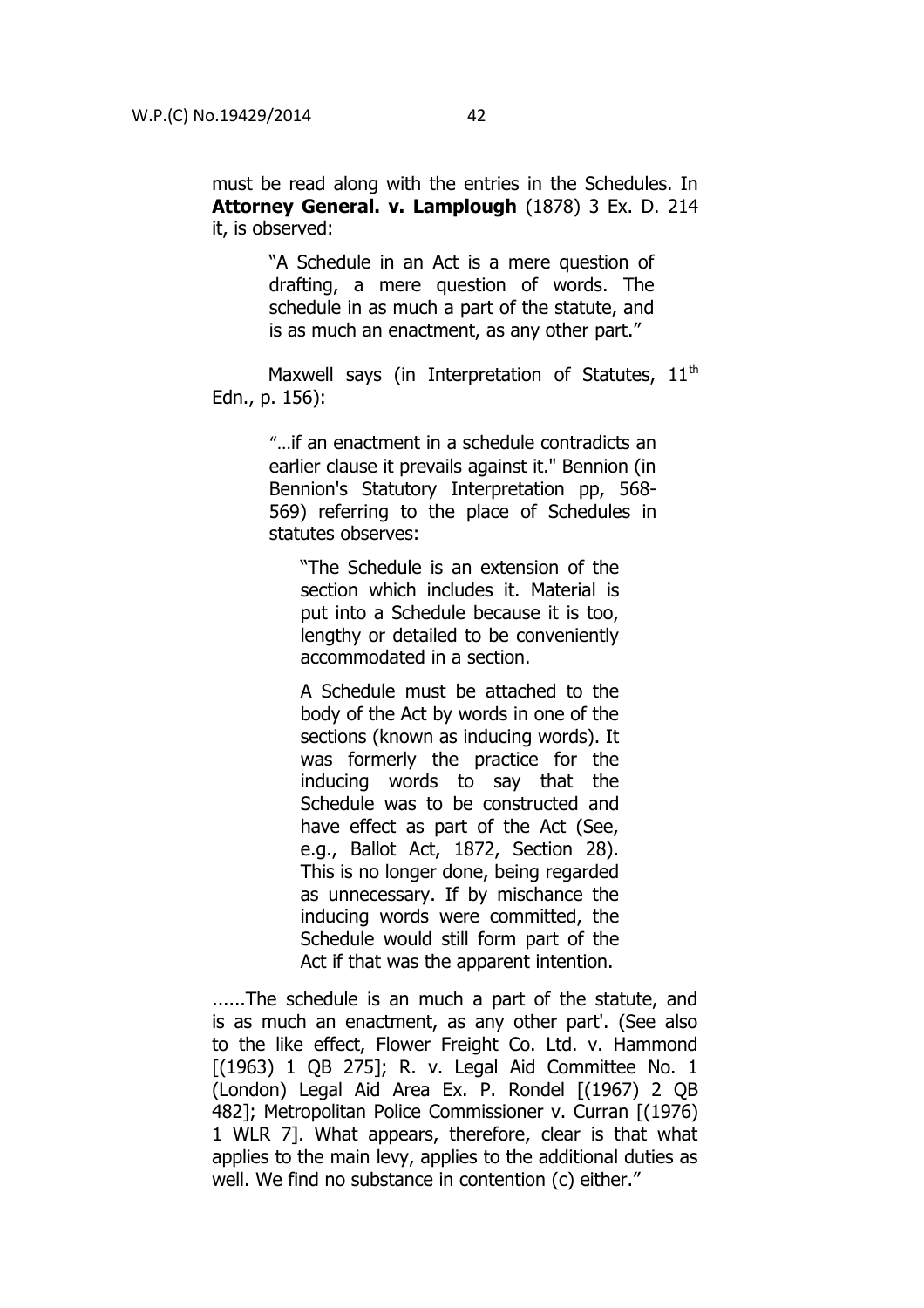must be read along with the entries in the Schedules. In **Attorney General. v. Lamplough** (1878) 3 Ex. D. 214 it, is observed:

> "A Schedule in an Act is a mere question of drafting, a mere question of words. The schedule in as much a part of the statute, and is as much an enactment, as any other part."

Maxwell says (in Interpretation of Statutes, 11th Edn., p. 156):

> "…if an enactment in a schedule contradicts an earlier clause it prevails against it." Bennion (in Bennion's Statutory Interpretation pp, 568-569) referring to the place of Schedules in statutes observes:
>
> > "The Schedule is an extension of the section which includes it. Material is put into a Schedule because it is too, lengthy or detailed to be conveniently accommodated in a section.
> >
> > A Schedule must be attached to the body of the Act by words in one of the sections (known as inducing words). It was formerly the practice for the inducing words to say that the Schedule was to be constructed and have effect as part of the Act (See, e.g., Ballot Act, 1872, Section 28). This is no longer done, being regarded as unnecessary. If by mischance the inducing words were committed, the Schedule would still form part of the Act if that was the apparent intention.

......The schedule is an much a part of the statute, and is as much an enactment, as any other part'. (See also to the like effect, Flower Freight Co. Ltd. v. Hammond [(1963) 1 QB 275]; R. v. Legal Aid Committee No. 1 (London) Legal Aid Area Ex. P. Rondel [(1967) 2 QB 482]; Metropolitan Police Commissioner v. Curran [(1976) 1 WLR 7]. What appears, therefore, clear is that what applies to the main levy, applies to the additional duties as well. We find no substance in contention (c) either."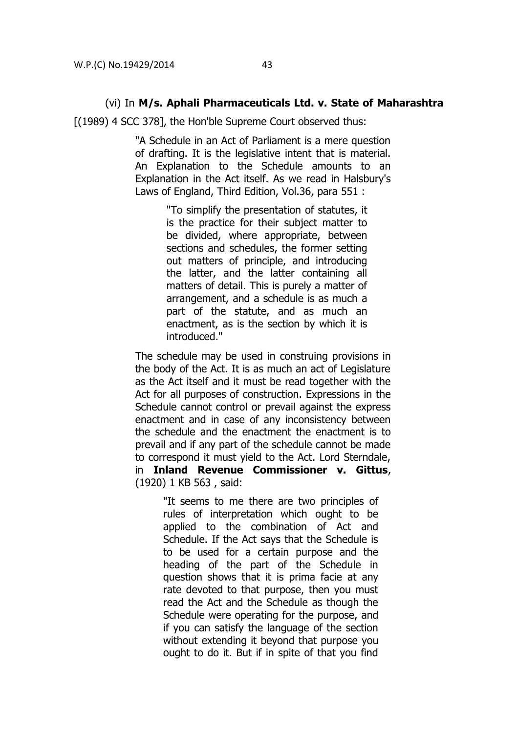(vi) In **M/s. Aphali Pharmaceuticals Ltd. v. State of Maharashtra** [(1989) 4 SCC 378], the Hon'ble Supreme Court observed thus:

> "A Schedule in an Act of Parliament is a mere question of drafting. It is the legislative intent that is material. An Explanation to the Schedule amounts to an Explanation in the Act itself. As we read in Halsbury's Laws of England, Third Edition, Vol.36, para 551 :
>
> > "To simplify the presentation of statutes, it is the practice for their subject matter to be divided, where appropriate, between sections and schedules, the former setting out matters of principle, and introducing the latter, and the latter containing all matters of detail. This is purely a matter of arrangement, and a schedule is as much a part of the statute, and as much an enactment, as is the section by which it is introduced."
>
> The schedule may be used in construing provisions in the body of the Act. It is as much an act of Legislature as the Act itself and it must be read together with the Act for all purposes of construction. Expressions in the Schedule cannot control or prevail against the express enactment and in case of any inconsistency between the schedule and the enactment the enactment is to prevail and if any part of the schedule cannot be made to correspond it must yield to the Act. Lord Sterndale, in **Inland Revenue Commissioner v. Gittus**, (1920) 1 KB 563 , said:
>
> > "It seems to me there are two principles of rules of interpretation which ought to be applied to the combination of Act and Schedule. If the Act says that the Schedule is to be used for a certain purpose and the heading of the part of the Schedule in question shows that it is prima facie at any rate devoted to that purpose, then you must read the Act and the Schedule as though the Schedule were operating for the purpose, and if you can satisfy the language of the section without extending it beyond that purpose you ought to do it. But if in spite of that you find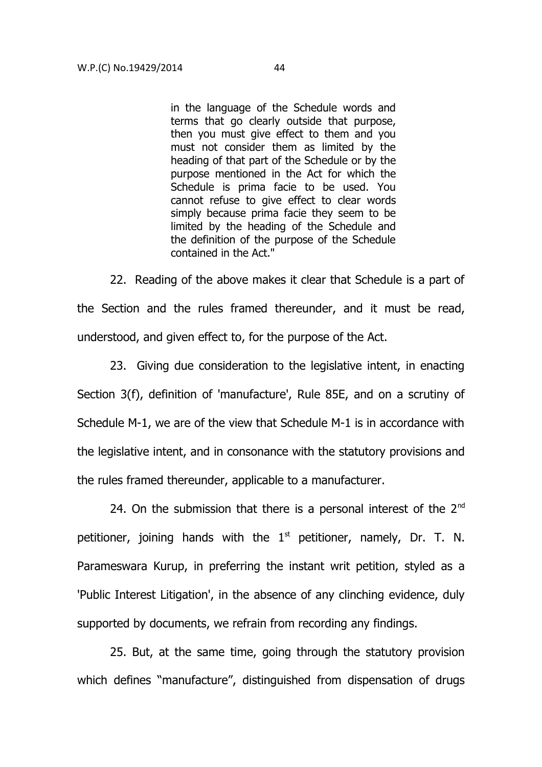> in the language of the Schedule words and terms that go clearly outside that purpose, then you must give effect to them and you must not consider them as limited by the heading of that part of the Schedule or by the purpose mentioned in the Act for which the Schedule is prima facie to be used. You cannot refuse to give effect to clear words simply because prima facie they seem to be limited by the heading of the Schedule and the definition of the purpose of the Schedule contained in the Act."

22. Reading of the above makes it clear that Schedule is a part of the Section and the rules framed thereunder, and it must be read, understood, and given effect to, for the purpose of the Act.

23. Giving due consideration to the legislative intent, in enacting Section 3(f), definition of 'manufacture', Rule 85E, and on a scrutiny of Schedule M-1, we are of the view that Schedule M-1 is in accordance with the legislative intent, and in consonance with the statutory provisions and the rules framed thereunder, applicable to a manufacturer.

24. On the submission that there is a personal interest of the 2nd petitioner, joining hands with the 1st petitioner, namely, Dr. T. N. Parameswara Kurup, in preferring the instant writ petition, styled as a 'Public Interest Litigation', in the absence of any clinching evidence, duly supported by documents, we refrain from recording any findings.

25. But, at the same time, going through the statutory provision which defines "manufacture", distinguished from dispensation of drugs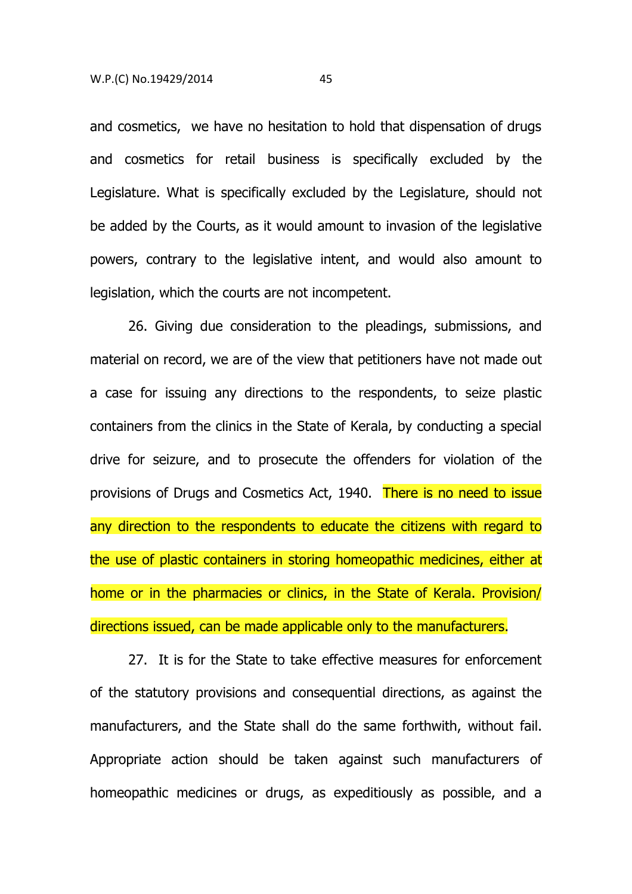and cosmetics, we have no hesitation to hold that dispensation of drugs and cosmetics for retail business is specifically excluded by the Legislature. What is specifically excluded by the Legislature, should not be added by the Courts, as it would amount to invasion of the legislative powers, contrary to the legislative intent, and would also amount to legislation, which the courts are not incompetent.

26. Giving due consideration to the pleadings, submissions, and material on record, we are of the view that petitioners have not made out a case for issuing any directions to the respondents, to seize plastic containers from the clinics in the State of Kerala, by conducting a special drive for seizure, and to prosecute the offenders for violation of the provisions of Drugs and Cosmetics Act, 1940. There is no need to issue any direction to the respondents to educate the citizens with regard to the use of plastic containers in storing homeopathic medicines, either at home or in the pharmacies or clinics, in the State of Kerala. Provision/ directions issued, can be made applicable only to the manufacturers.

27. It is for the State to take effective measures for enforcement of the statutory provisions and consequential directions, as against the manufacturers, and the State shall do the same forthwith, without fail. Appropriate action should be taken against such manufacturers of homeopathic medicines or drugs, as expeditiously as possible, and a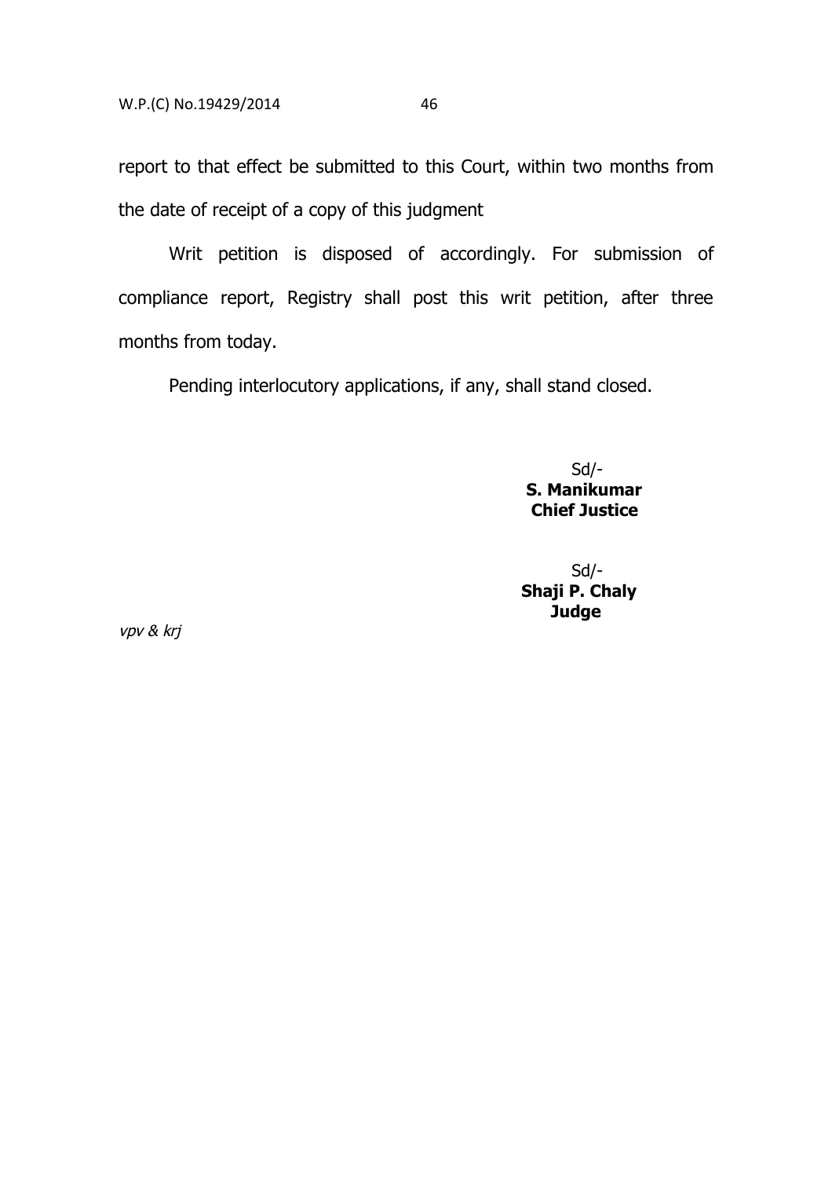report to that effect be submitted to this Court, within two months from the date of receipt of a copy of this judgment

Writ petition is disposed of accordingly. For submission of compliance report, Registry shall post this writ petition, after three months from today.

Pending interlocutory applications, if any, shall stand closed.

Sd/-
**S. Manikumar**
**Chief Justice**

Sd/-
**Shaji P. Chaly**
**Judge**

*vpv & krj*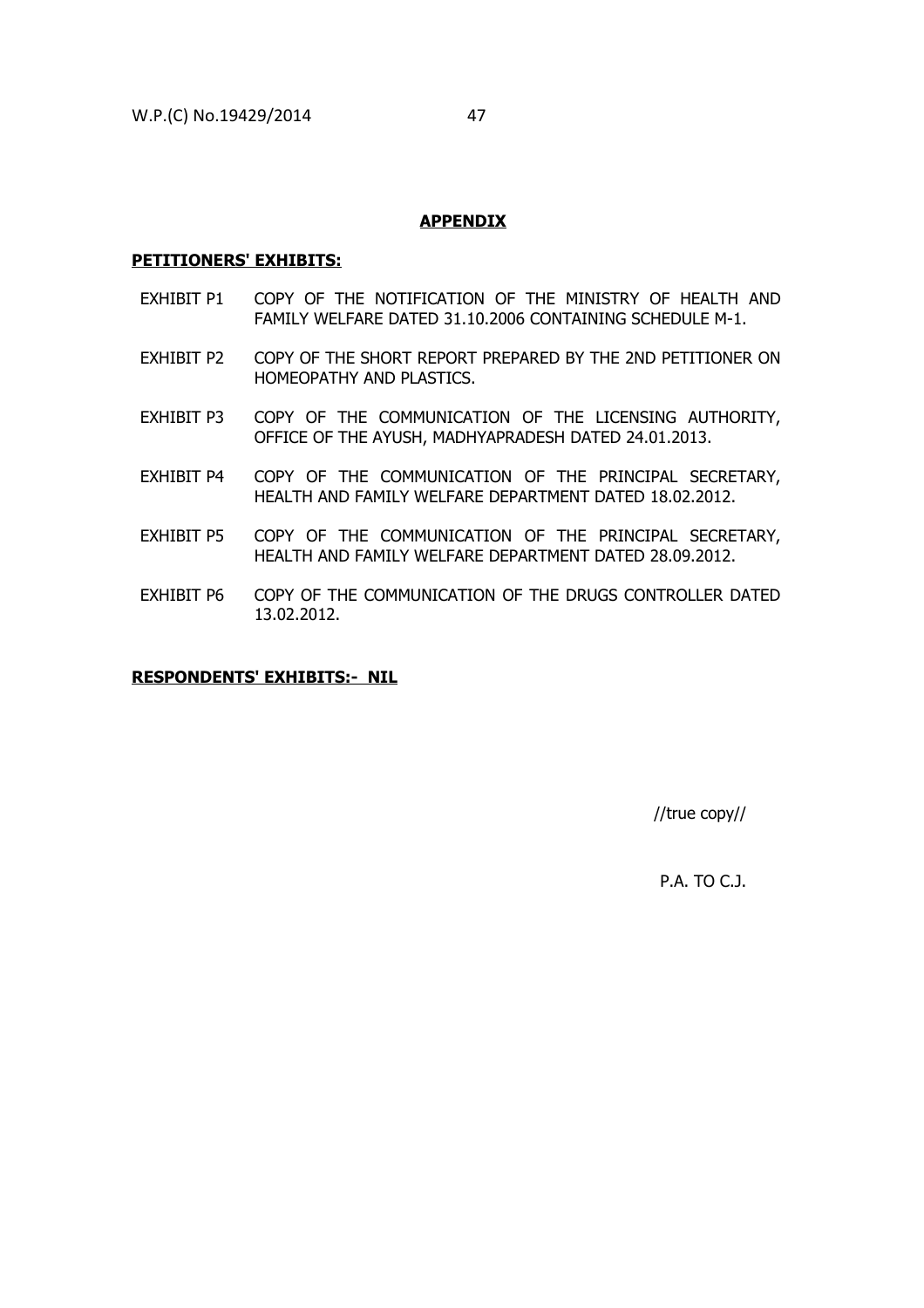## APPENDIX

**PETITIONERS' EXHIBITS:**

| | |
|---|---|
| EXHIBIT P1 | COPY OF THE NOTIFICATION OF THE MINISTRY OF HEALTH AND FAMILY WELFARE DATED 31.10.2006 CONTAINING SCHEDULE M-1. |
| EXHIBIT P2 | COPY OF THE SHORT REPORT PREPARED BY THE 2ND PETITIONER ON HOMEOPATHY AND PLASTICS. |
| EXHIBIT P3 | COPY OF THE COMMUNICATION OF THE LICENSING AUTHORITY, OFFICE OF THE AYUSH, MADHYAPRADESH DATED 24.01.2013. |
| EXHIBIT P4 | COPY OF THE COMMUNICATION OF THE PRINCIPAL SECRETARY, HEALTH AND FAMILY WELFARE DEPARTMENT DATED 18.02.2012. |
| EXHIBIT P5 | COPY OF THE COMMUNICATION OF THE PRINCIPAL SECRETARY, HEALTH AND FAMILY WELFARE DEPARTMENT DATED 28.09.2012. |
| EXHIBIT P6 | COPY OF THE COMMUNICATION OF THE DRUGS CONTROLLER DATED 13.02.2012. |

**RESPONDENTS' EXHIBITS:- NIL**

//true copy//

P.A. TO C.J.